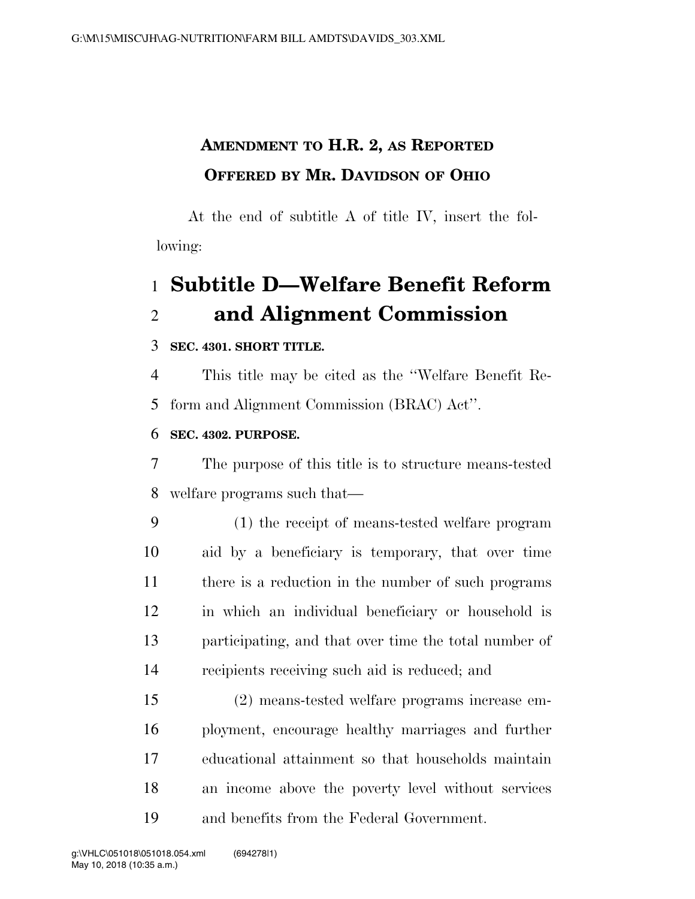**AMENDMENT TO H.R. 2, AS REPORTED**

**OFFERED BY MR. DAVIDSON OF OHIO**

At the end of subtitle A of title IV, insert the following:

# Subtitle D—Welfare Benefit Reform and Alignment Commission

**SEC. 4301. SHORT TITLE.**

This title may be cited as the ''Welfare Benefit Reform and Alignment Commission (BRAC) Act''.

**SEC. 4302. PURPOSE.**

The purpose of this title is to structure means-tested welfare programs such that—

(1) the receipt of means-tested welfare program aid by a beneficiary is temporary, that over time there is a reduction in the number of such programs in which an individual beneficiary or household is participating, and that over time the total number of recipients receiving such aid is reduced; and

(2) means-tested welfare programs increase employment, encourage healthy marriages and further educational attainment so that households maintain an income above the poverty level without services and benefits from the Federal Government.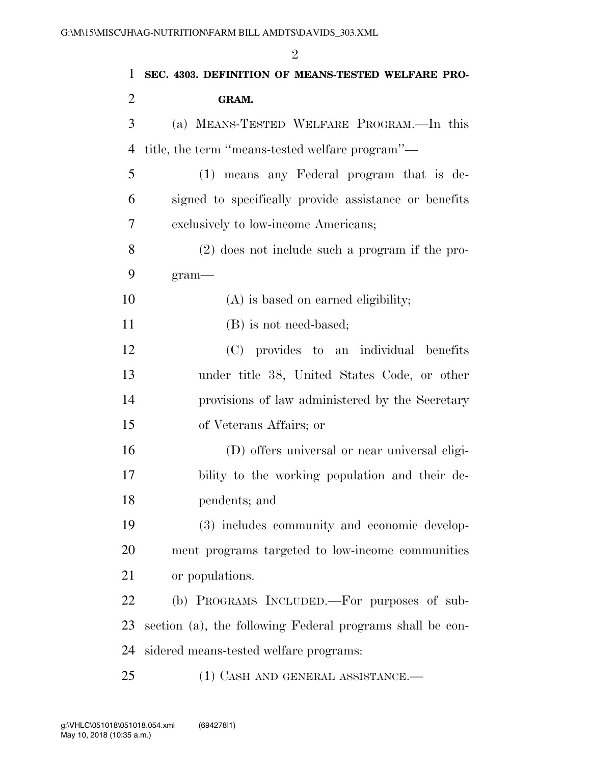**SEC. 4303. DEFINITION OF MEANS-TESTED WELFARE PROGRAM.**

(a) MEANS-TESTED WELFARE PROGRAM.—In this title, the term ''means-tested welfare program''—

(1) means any Federal program that is designed to specifically provide assistance or benefits exclusively to low-income Americans;

(2) does not include such a program if the program—

(A) is based on earned eligibility;

(B) is not need-based;

(C) provides to an individual benefits under title 38, United States Code, or other provisions of law administered by the Secretary of Veterans Affairs; or

(D) offers universal or near universal eligibility to the working population and their dependents; and

(3) includes community and economic development programs targeted to low-income communities or populations.

(b) PROGRAMS INCLUDED.—For purposes of subsection (a), the following Federal programs shall be considered means-tested welfare programs:

(1) CASH AND GENERAL ASSISTANCE.—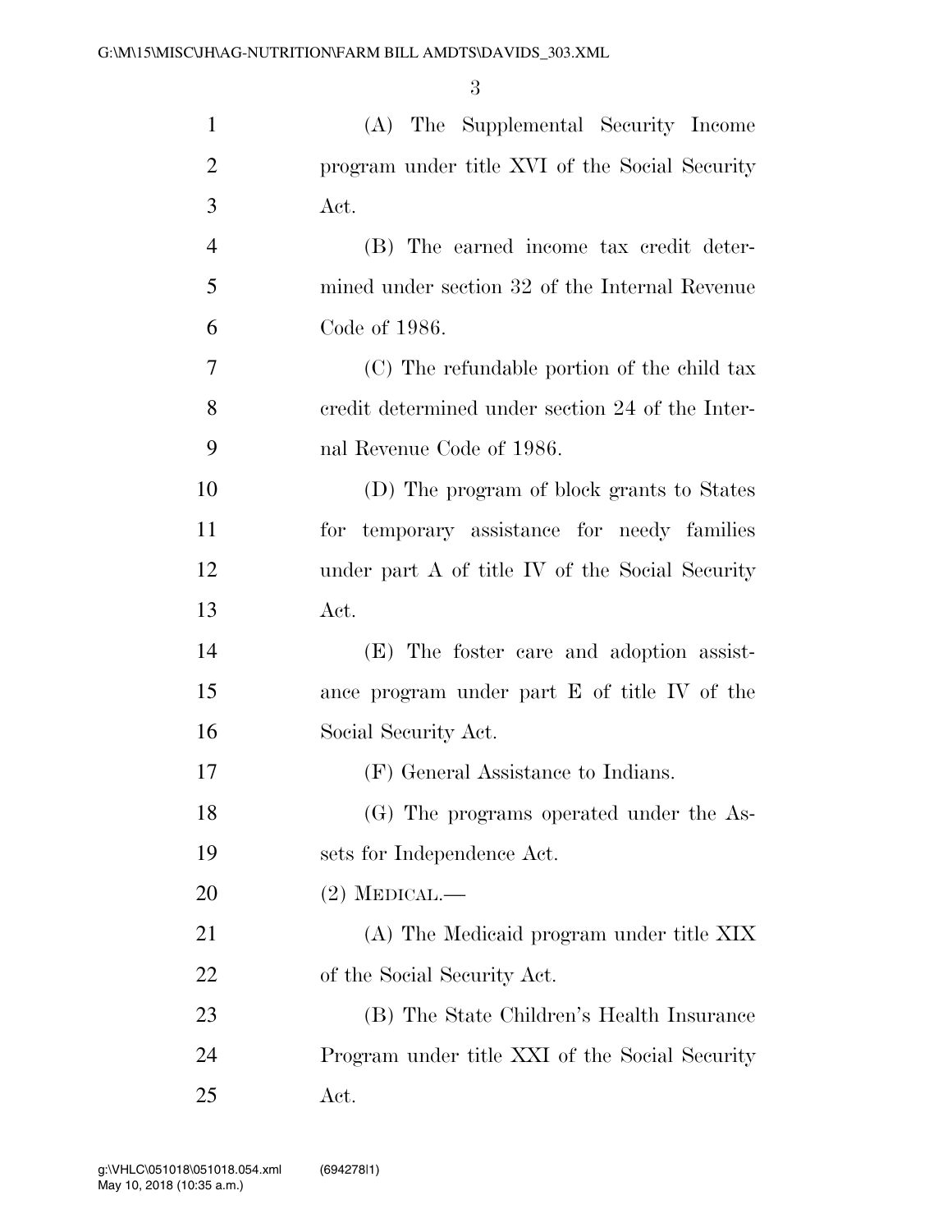(A) The Supplemental Security Income program under title XVI of the Social Security Act.

(B) The earned income tax credit determined under section 32 of the Internal Revenue Code of 1986.

(C) The refundable portion of the child tax credit determined under section 24 of the Internal Revenue Code of 1986.

(D) The program of block grants to States for temporary assistance for needy families under part A of title IV of the Social Security Act.

(E) The foster care and adoption assistance program under part E of title IV of the Social Security Act.

(F) General Assistance to Indians.

(G) The programs operated under the Assets for Independence Act.

(2) MEDICAL.—

(A) The Medicaid program under title XIX of the Social Security Act.

(B) The State Children's Health Insurance Program under title XXI of the Social Security Act.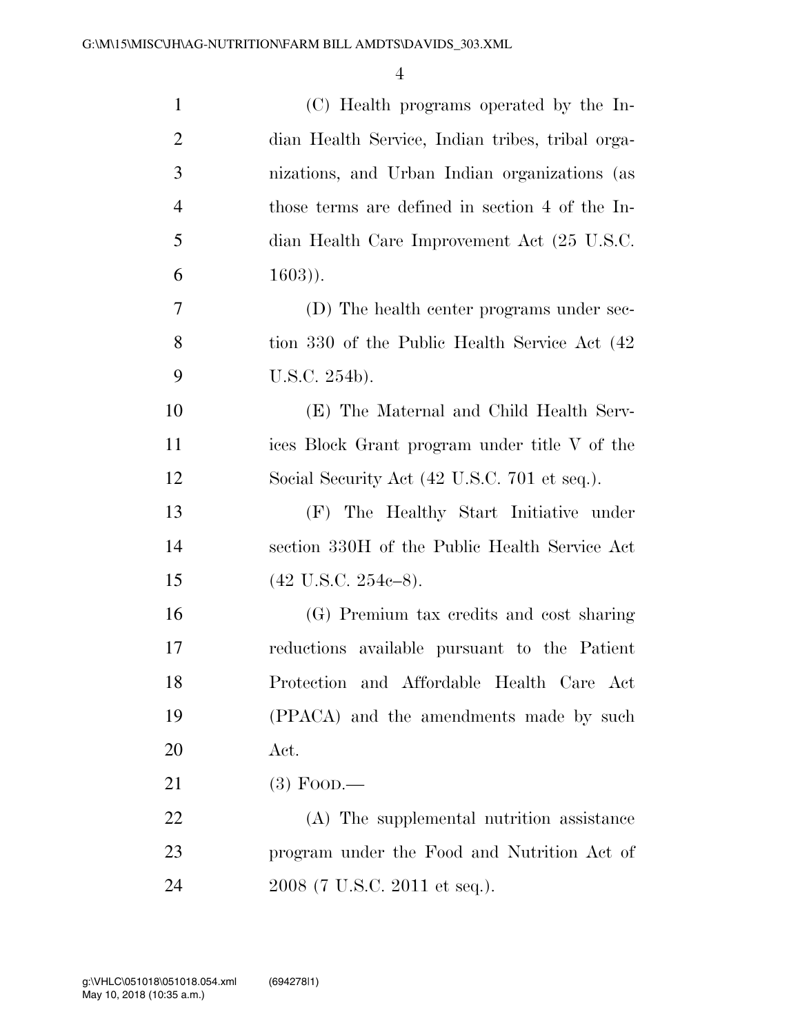(C) Health programs operated by the Indian Health Service, Indian tribes, tribal organizations, and Urban Indian organizations (as those terms are defined in section 4 of the Indian Health Care Improvement Act (25 U.S.C. 1603)).

(D) The health center programs under section 330 of the Public Health Service Act (42 U.S.C. 254b).

(E) The Maternal and Child Health Services Block Grant program under title V of the Social Security Act (42 U.S.C. 701 et seq.).

(F) The Healthy Start Initiative under section 330H of the Public Health Service Act (42 U.S.C. 254c–8).

(G) Premium tax credits and cost sharing reductions available pursuant to the Patient Protection and Affordable Health Care Act (PPACA) and the amendments made by such Act.

(3) FOOD.—

(A) The supplemental nutrition assistance program under the Food and Nutrition Act of 2008 (7 U.S.C. 2011 et seq.).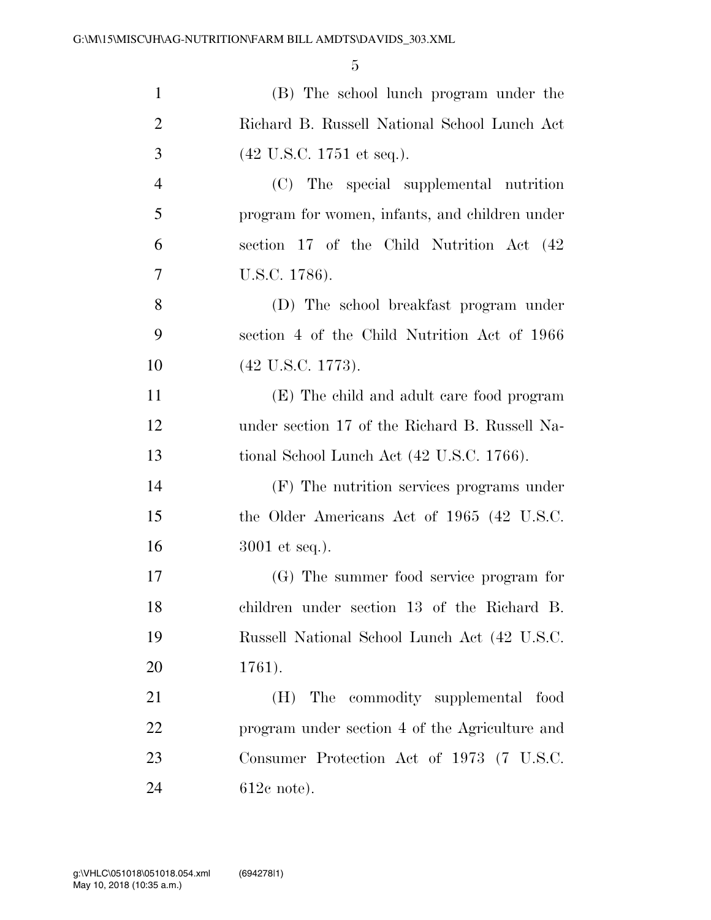(B) The school lunch program under the Richard B. Russell National School Lunch Act (42 U.S.C. 1751 et seq.).

(C) The special supplemental nutrition program for women, infants, and children under section 17 of the Child Nutrition Act (42 U.S.C. 1786).

(D) The school breakfast program under section 4 of the Child Nutrition Act of 1966 (42 U.S.C. 1773).

(E) The child and adult care food program under section 17 of the Richard B. Russell National School Lunch Act (42 U.S.C. 1766).

(F) The nutrition services programs under the Older Americans Act of 1965 (42 U.S.C. 3001 et seq.).

(G) The summer food service program for children under section 13 of the Richard B. Russell National School Lunch Act (42 U.S.C. 1761).

(H) The commodity supplemental food program under section 4 of the Agriculture and Consumer Protection Act of 1973 (7 U.S.C. 612c note).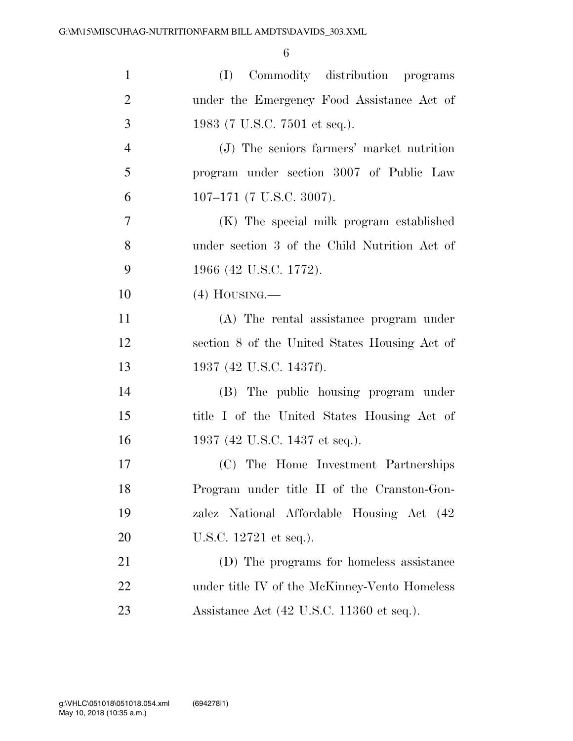(I) Commodity distribution programs under the Emergency Food Assistance Act of 1983 (7 U.S.C. 7501 et seq.).

(J) The seniors farmers' market nutrition program under section 3007 of Public Law 107–171 (7 U.S.C. 3007).

(K) The special milk program established under section 3 of the Child Nutrition Act of 1966 (42 U.S.C. 1772).

(4) HOUSING.—

(A) The rental assistance program under section 8 of the United States Housing Act of 1937 (42 U.S.C. 1437f).

(B) The public housing program under title I of the United States Housing Act of 1937 (42 U.S.C. 1437 et seq.).

(C) The Home Investment Partnerships Program under title II of the Cranston-Gonzalez National Affordable Housing Act (42 U.S.C. 12721 et seq.).

(D) The programs for homeless assistance under title IV of the McKinney-Vento Homeless Assistance Act (42 U.S.C. 11360 et seq.).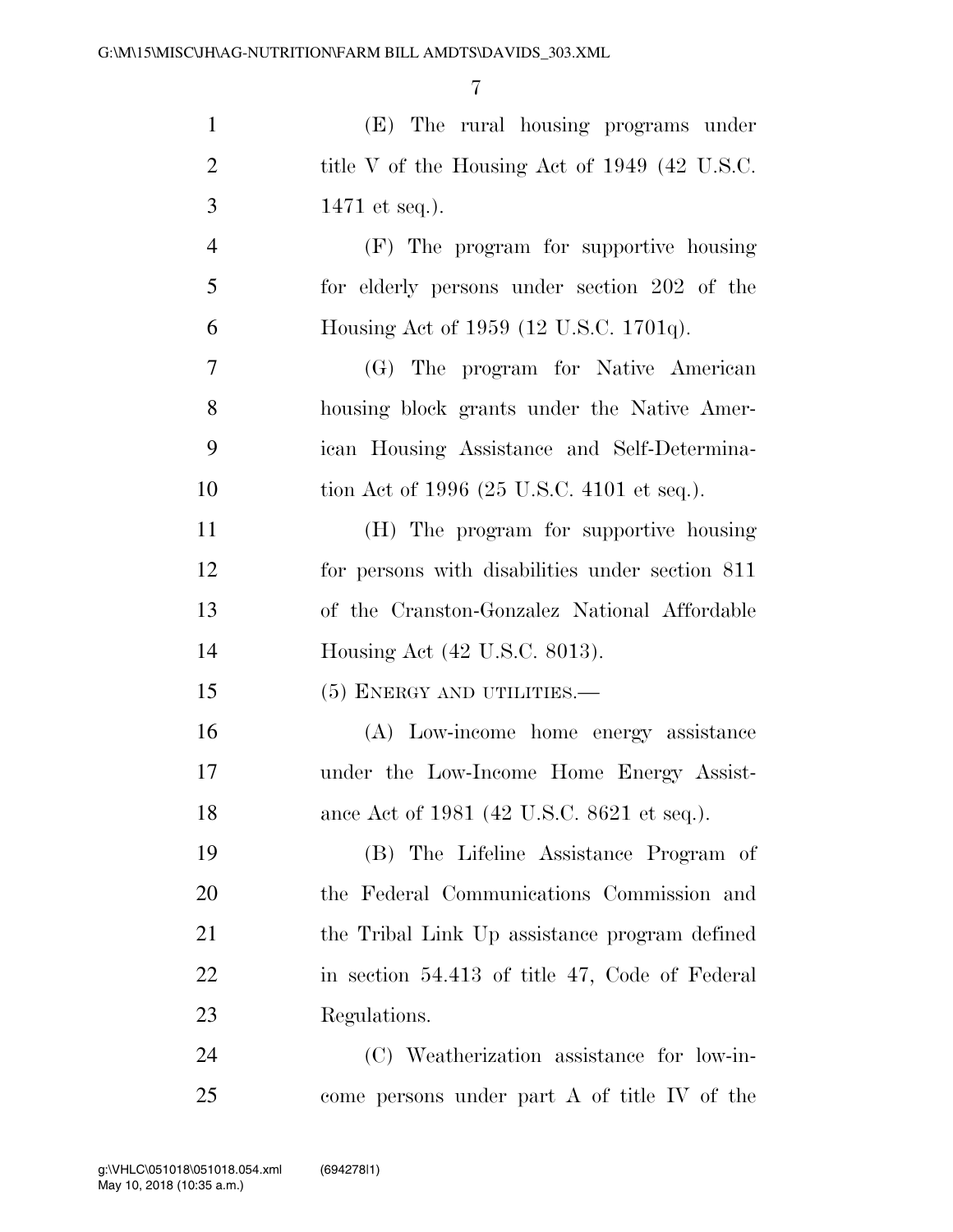(E) The rural housing programs under title V of the Housing Act of 1949 (42 U.S.C. 1471 et seq.).

(F) The program for supportive housing for elderly persons under section 202 of the Housing Act of 1959 (12 U.S.C. 1701q).

(G) The program for Native American housing block grants under the Native American Housing Assistance and Self-Determination Act of 1996 (25 U.S.C. 4101 et seq.).

(H) The program for supportive housing for persons with disabilities under section 811 of the Cranston-Gonzalez National Affordable Housing Act (42 U.S.C. 8013).

(5) ENERGY AND UTILITIES.—

(A) Low-income home energy assistance under the Low-Income Home Energy Assistance Act of 1981 (42 U.S.C. 8621 et seq.).

(B) The Lifeline Assistance Program of the Federal Communications Commission and the Tribal Link Up assistance program defined in section 54.413 of title 47, Code of Federal Regulations.

(C) Weatherization assistance for low-income persons under part A of title IV of the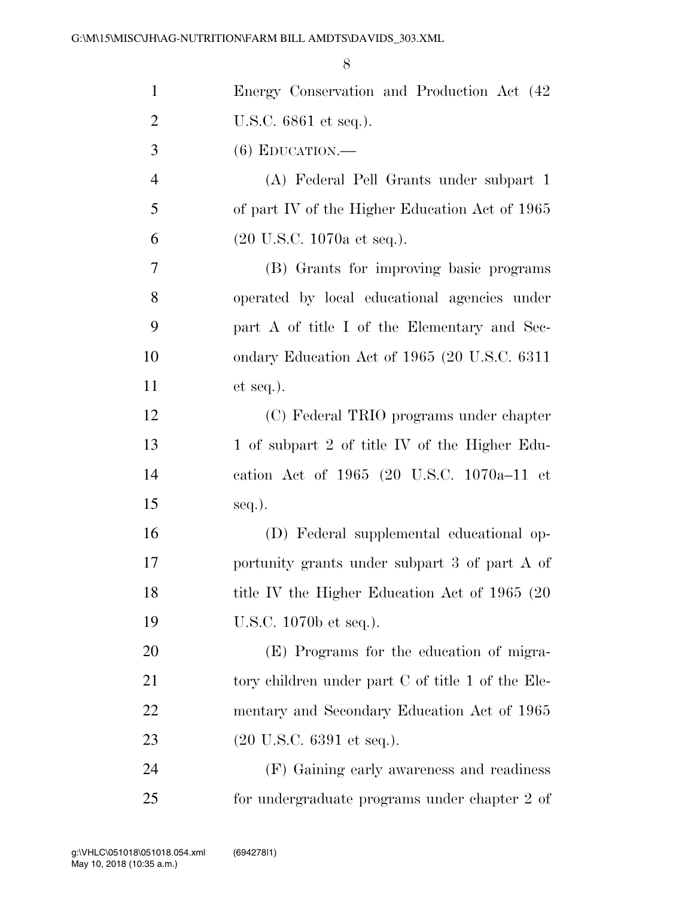Energy Conservation and Production Act (42 U.S.C. 6861 et seq.).

(6) EDUCATION.—

(A) Federal Pell Grants under subpart 1 of part IV of the Higher Education Act of 1965 (20 U.S.C. 1070a et seq.).

(B) Grants for improving basic programs operated by local educational agencies under part A of title I of the Elementary and Secondary Education Act of 1965 (20 U.S.C. 6311 et seq.).

(C) Federal TRIO programs under chapter 1 of subpart 2 of title IV of the Higher Education Act of 1965 (20 U.S.C. 1070a–11 et seq.).

(D) Federal supplemental educational opportunity grants under subpart 3 of part A of title IV the Higher Education Act of 1965 (20 U.S.C. 1070b et seq.).

(E) Programs for the education of migratory children under part C of title 1 of the Elementary and Secondary Education Act of 1965 (20 U.S.C. 6391 et seq.).

(F) Gaining early awareness and readiness for undergraduate programs under chapter 2 of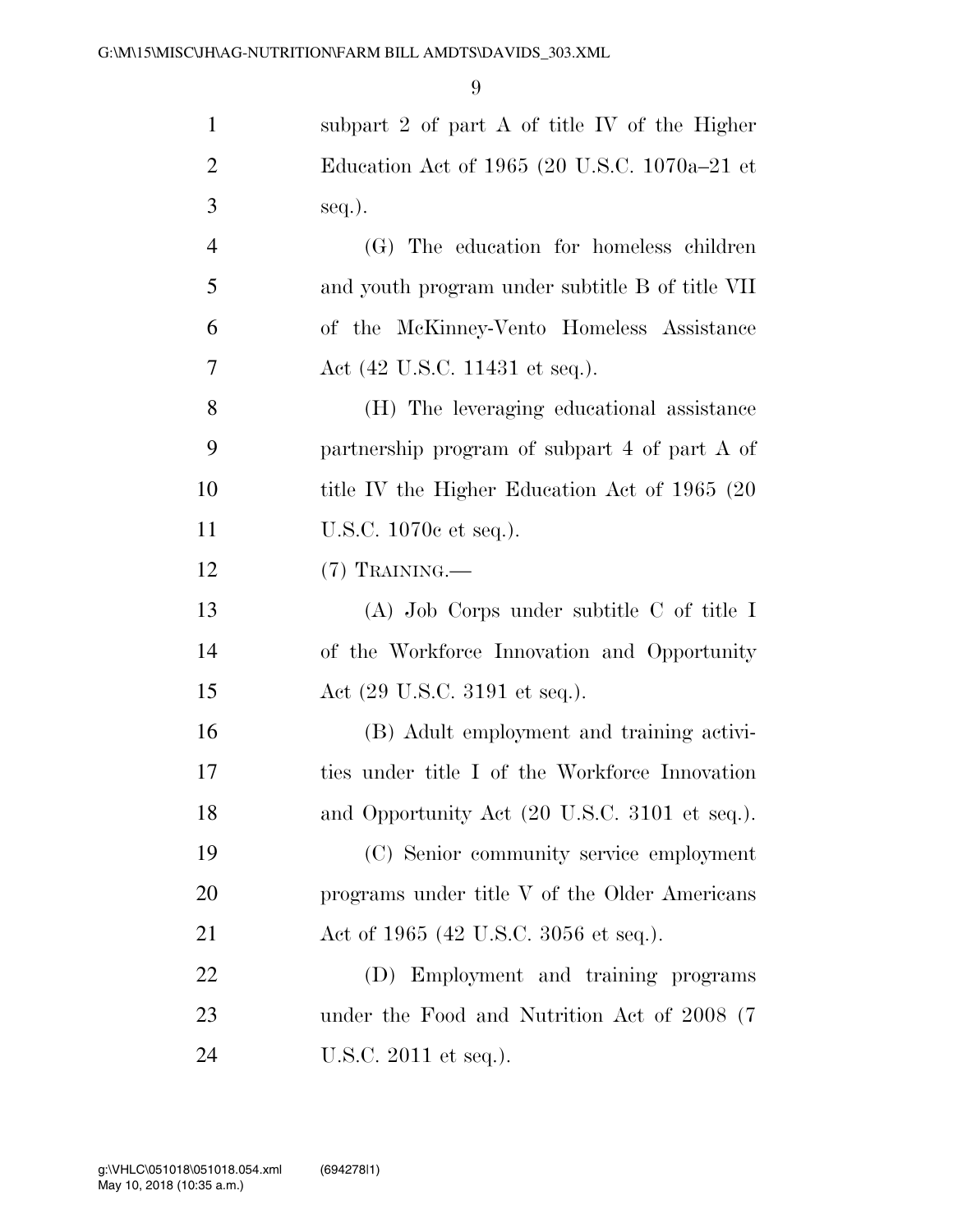subpart 2 of part A of title IV of the Higher Education Act of 1965 (20 U.S.C. 1070a–21 et seq.).

(G) The education for homeless children and youth program under subtitle B of title VII of the McKinney-Vento Homeless Assistance Act (42 U.S.C. 11431 et seq.).

(H) The leveraging educational assistance partnership program of subpart 4 of part A of title IV the Higher Education Act of 1965 (20 U.S.C. 1070c et seq.).

(7) TRAINING.—

(A) Job Corps under subtitle C of title I of the Workforce Innovation and Opportunity Act (29 U.S.C. 3191 et seq.).

(B) Adult employment and training activities under title I of the Workforce Innovation and Opportunity Act (20 U.S.C. 3101 et seq.).

(C) Senior community service employment programs under title V of the Older Americans Act of 1965 (42 U.S.C. 3056 et seq.).

(D) Employment and training programs under the Food and Nutrition Act of 2008 (7 U.S.C. 2011 et seq.).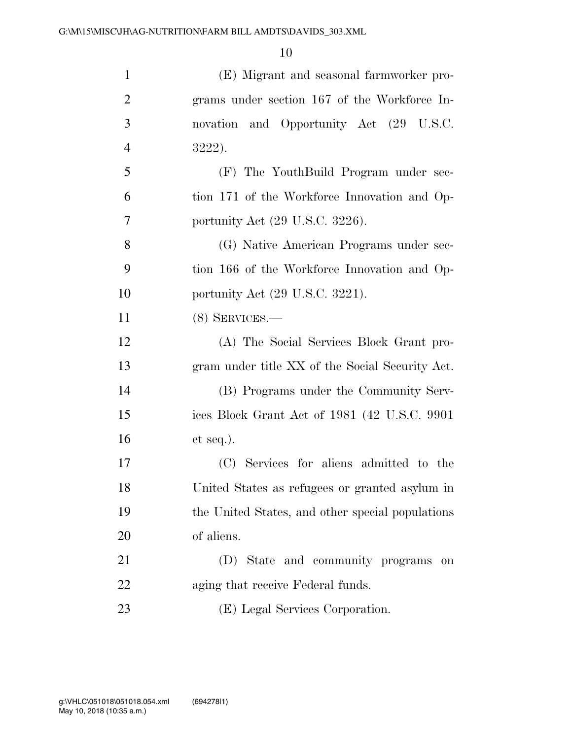(E) Migrant and seasonal farmworker programs under section 167 of the Workforce Innovation and Opportunity Act (29 U.S.C. 3222).

(F) The YouthBuild Program under section 171 of the Workforce Innovation and Opportunity Act (29 U.S.C. 3226).

(G) Native American Programs under section 166 of the Workforce Innovation and Opportunity Act (29 U.S.C. 3221).

(8) SERVICES.—

(A) The Social Services Block Grant program under title XX of the Social Security Act.

(B) Programs under the Community Services Block Grant Act of 1981 (42 U.S.C. 9901 et seq.).

(C) Services for aliens admitted to the United States as refugees or granted asylum in the United States, and other special populations of aliens.

(D) State and community programs on aging that receive Federal funds.

(E) Legal Services Corporation.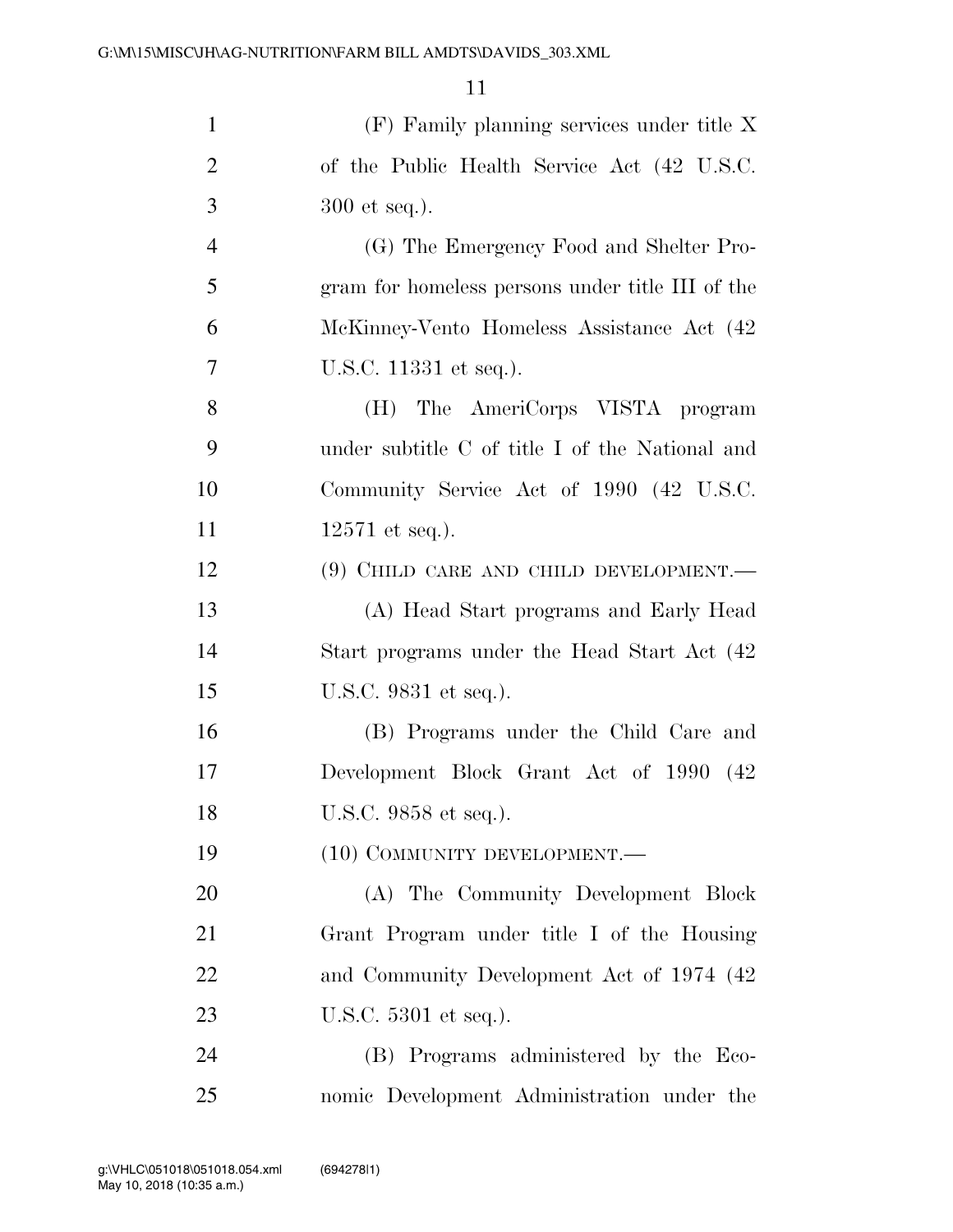(F) Family planning services under title X of the Public Health Service Act (42 U.S.C. 300 et seq.).

(G) The Emergency Food and Shelter Program for homeless persons under title III of the McKinney-Vento Homeless Assistance Act (42 U.S.C. 11331 et seq.).

(H) The AmeriCorps VISTA program under subtitle C of title I of the National and Community Service Act of 1990 (42 U.S.C. 12571 et seq.).

(9) CHILD CARE AND CHILD DEVELOPMENT.—

(A) Head Start programs and Early Head Start programs under the Head Start Act (42 U.S.C. 9831 et seq.).

(B) Programs under the Child Care and Development Block Grant Act of 1990 (42 U.S.C. 9858 et seq.).

(10) COMMUNITY DEVELOPMENT.—

(A) The Community Development Block Grant Program under title I of the Housing and Community Development Act of 1974 (42 U.S.C. 5301 et seq.).

(B) Programs administered by the Economic Development Administration under the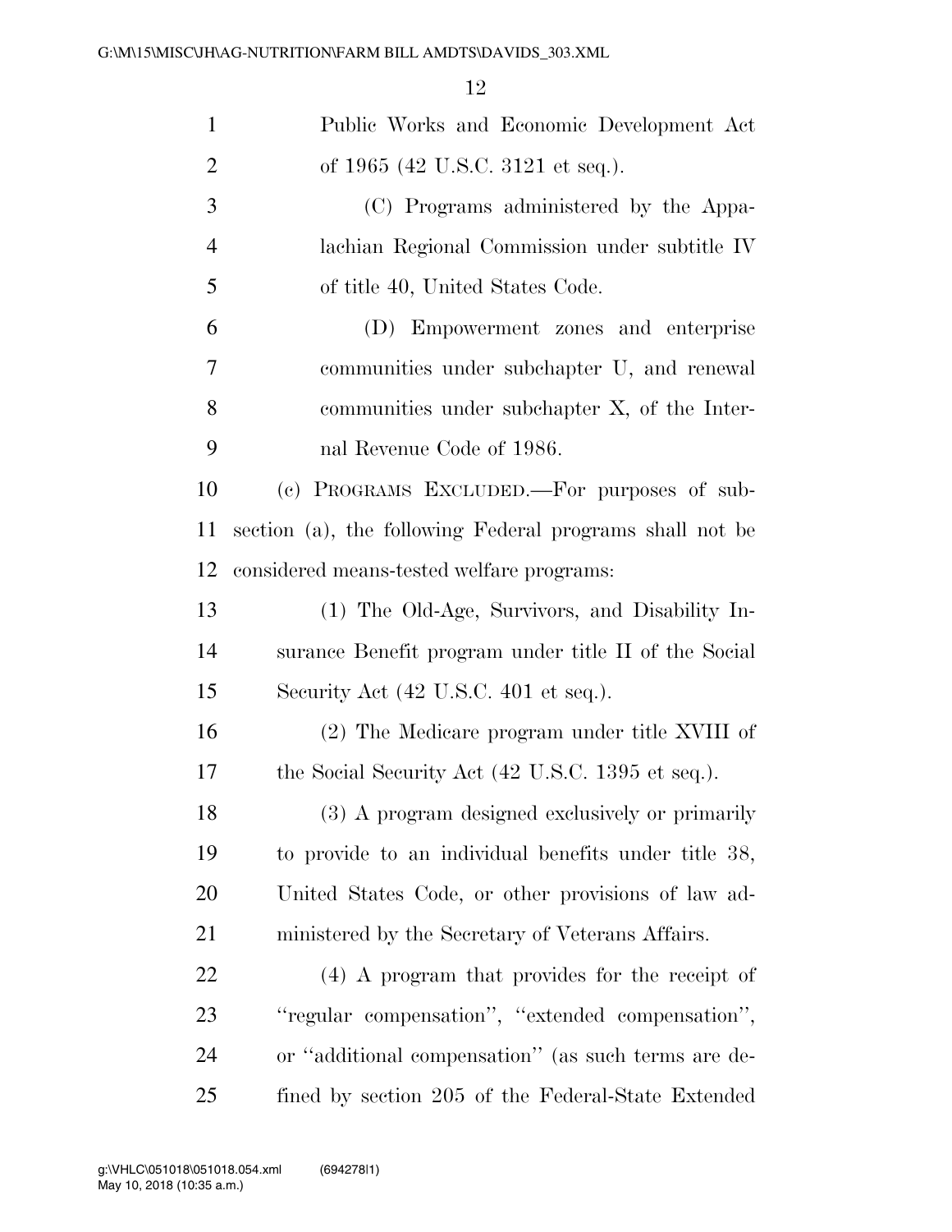Public Works and Economic Development Act of 1965 (42 U.S.C. 3121 et seq.).

(C) Programs administered by the Appalachian Regional Commission under subtitle IV of title 40, United States Code.

(D) Empowerment zones and enterprise communities under subchapter U, and renewal communities under subchapter X, of the Internal Revenue Code of 1986.

(c) PROGRAMS EXCLUDED.—For purposes of subsection (a), the following Federal programs shall not be considered means-tested welfare programs:

(1) The Old-Age, Survivors, and Disability Insurance Benefit program under title II of the Social Security Act (42 U.S.C. 401 et seq.).

(2) The Medicare program under title XVIII of the Social Security Act (42 U.S.C. 1395 et seq.).

(3) A program designed exclusively or primarily to provide to an individual benefits under title 38, United States Code, or other provisions of law administered by the Secretary of Veterans Affairs.

(4) A program that provides for the receipt of ''regular compensation'', ''extended compensation'', or ''additional compensation'' (as such terms are defined by section 205 of the Federal-State Extended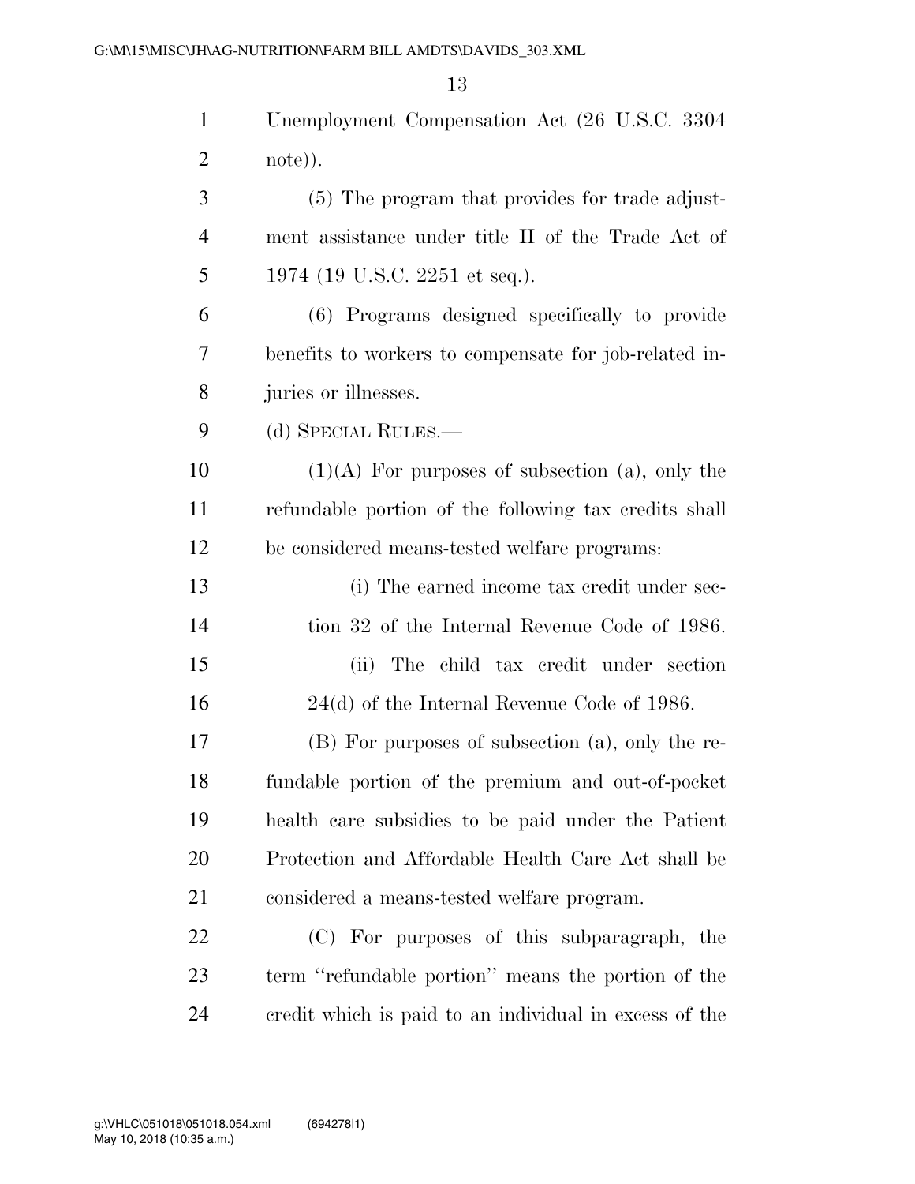Unemployment Compensation Act (26 U.S.C. 3304 note)).

(5) The program that provides for trade adjustment assistance under title II of the Trade Act of 1974 (19 U.S.C. 2251 et seq.).

(6) Programs designed specifically to provide benefits to workers to compensate for job-related injuries or illnesses.

(d) SPECIAL RULES.—

(1)(A) For purposes of subsection (a), only the refundable portion of the following tax credits shall be considered means-tested welfare programs:

(i) The earned income tax credit under section 32 of the Internal Revenue Code of 1986.

(ii) The child tax credit under section 24(d) of the Internal Revenue Code of 1986.

(B) For purposes of subsection (a), only the refundable portion of the premium and out-of-pocket health care subsidies to be paid under the Patient Protection and Affordable Health Care Act shall be considered a means-tested welfare program.

(C) For purposes of this subparagraph, the term ''refundable portion'' means the portion of the credit which is paid to an individual in excess of the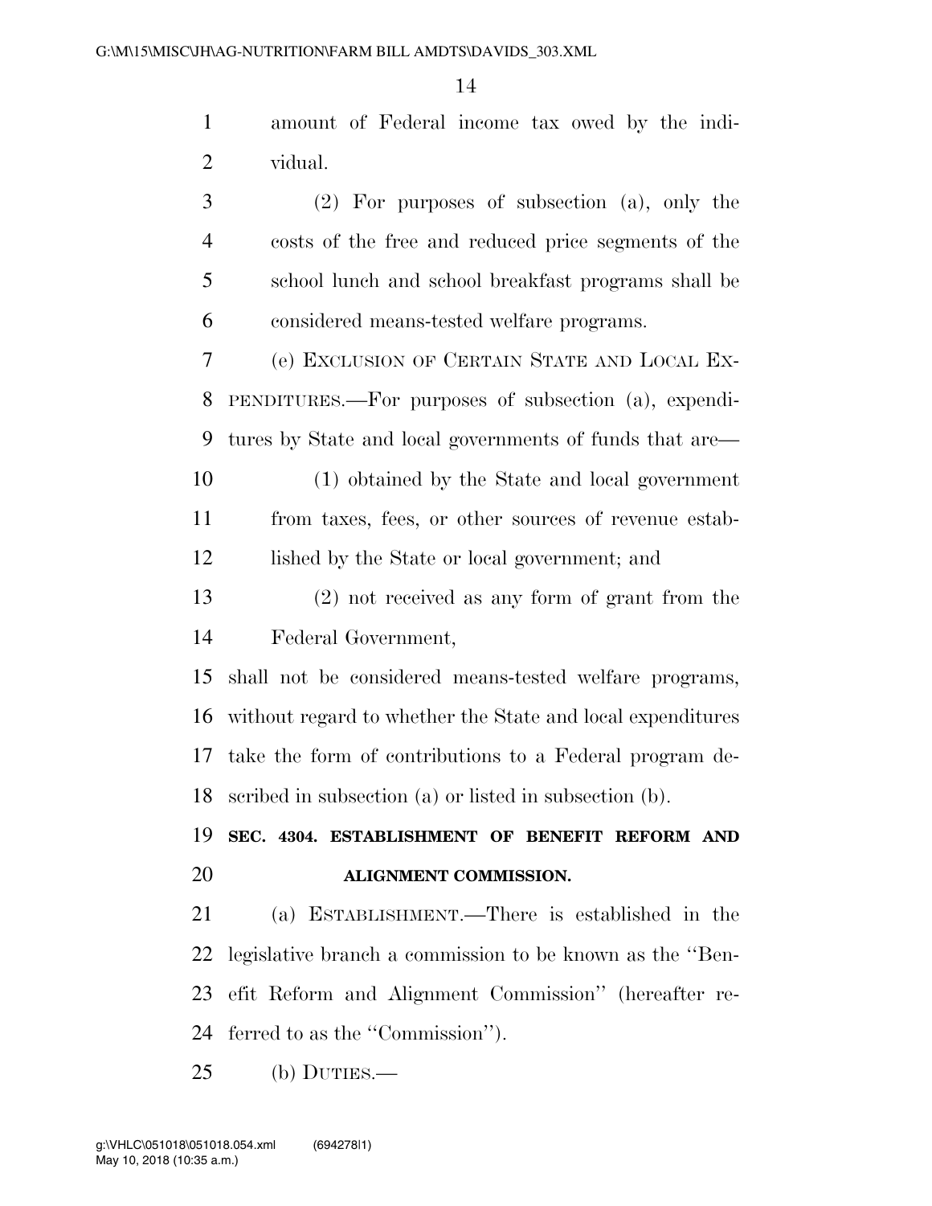amount of Federal income tax owed by the individual.

(2) For purposes of subsection (a), only the costs of the free and reduced price segments of the school lunch and school breakfast programs shall be considered means-tested welfare programs.

(e) EXCLUSION OF CERTAIN STATE AND LOCAL EXPENDITURES.—For purposes of subsection (a), expenditures by State and local governments of funds that are—

(1) obtained by the State and local government from taxes, fees, or other sources of revenue established by the State or local government; and

(2) not received as any form of grant from the Federal Government,

shall not be considered means-tested welfare programs, without regard to whether the State and local expenditures take the form of contributions to a Federal program described in subsection (a) or listed in subsection (b).

**SEC. 4304. ESTABLISHMENT OF BENEFIT REFORM AND ALIGNMENT COMMISSION.**

(a) ESTABLISHMENT.—There is established in the legislative branch a commission to be known as the ''Benefit Reform and Alignment Commission'' (hereafter referred to as the ''Commission'').

(b) DUTIES.—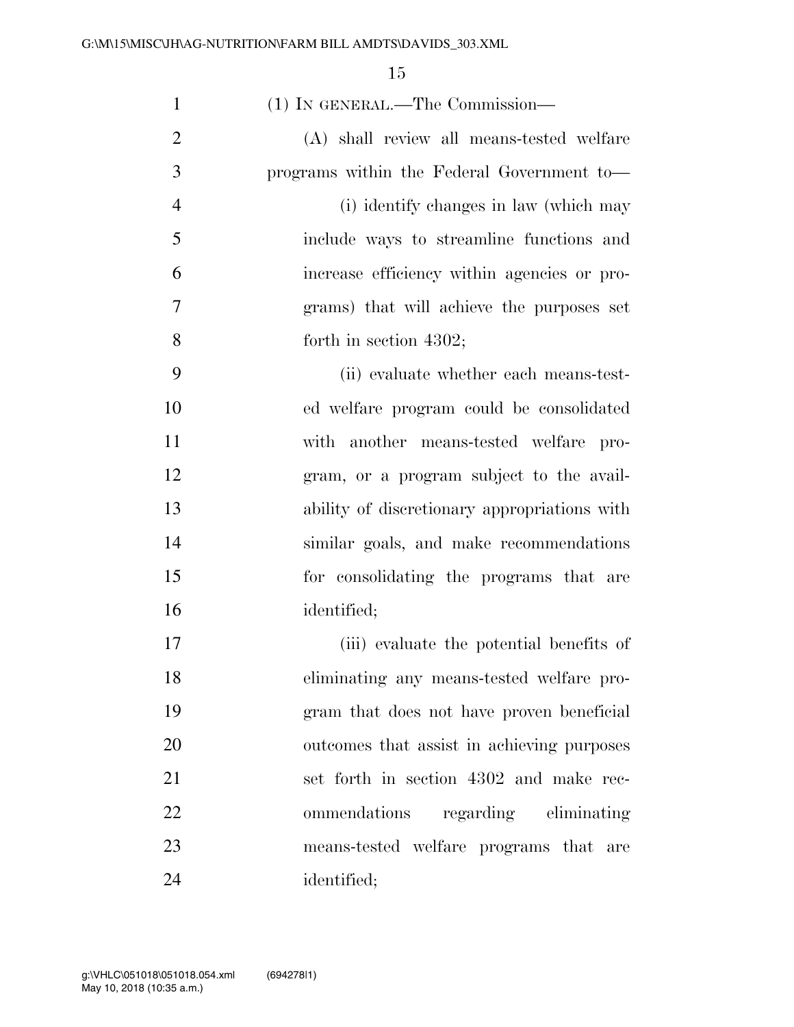(1) IN GENERAL.—The Commission—

(A) shall review all means-tested welfare programs within the Federal Government to—

(i) identify changes in law (which may include ways to streamline functions and increase efficiency within agencies or programs) that will achieve the purposes set forth in section 4302;

(ii) evaluate whether each means-tested welfare program could be consolidated with another means-tested welfare program, or a program subject to the availability of discretionary appropriations with similar goals, and make recommendations for consolidating the programs that are identified;

(iii) evaluate the potential benefits of eliminating any means-tested welfare program that does not have proven beneficial outcomes that assist in achieving purposes set forth in section 4302 and make recommendations regarding eliminating means-tested welfare programs that are identified;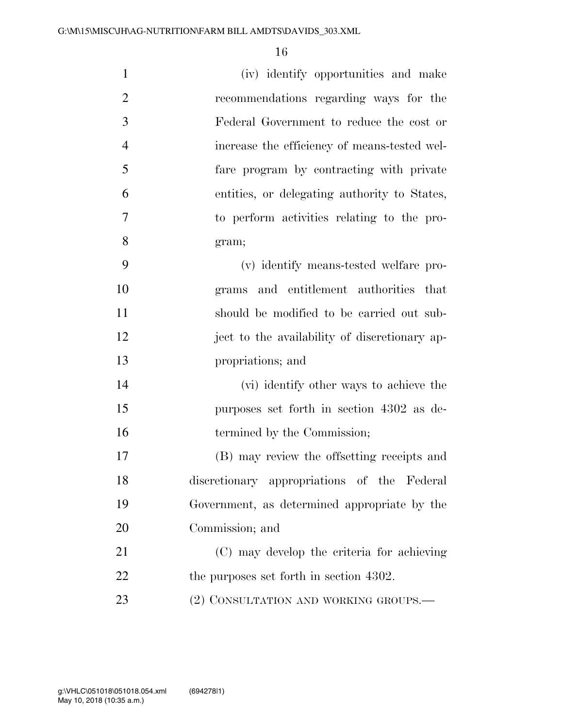(iv) identify opportunities and make recommendations regarding ways for the Federal Government to reduce the cost or increase the efficiency of means-tested welfare program by contracting with private entities, or delegating authority to States, to perform activities relating to the program;

(v) identify means-tested welfare programs and entitlement authorities that should be modified to be carried out subject to the availability of discretionary appropriations; and

(vi) identify other ways to achieve the purposes set forth in section 4302 as determined by the Commission;

(B) may review the offsetting receipts and discretionary appropriations of the Federal Government, as determined appropriate by the Commission; and

(C) may develop the criteria for achieving the purposes set forth in section 4302.

(2) CONSULTATION AND WORKING GROUPS.—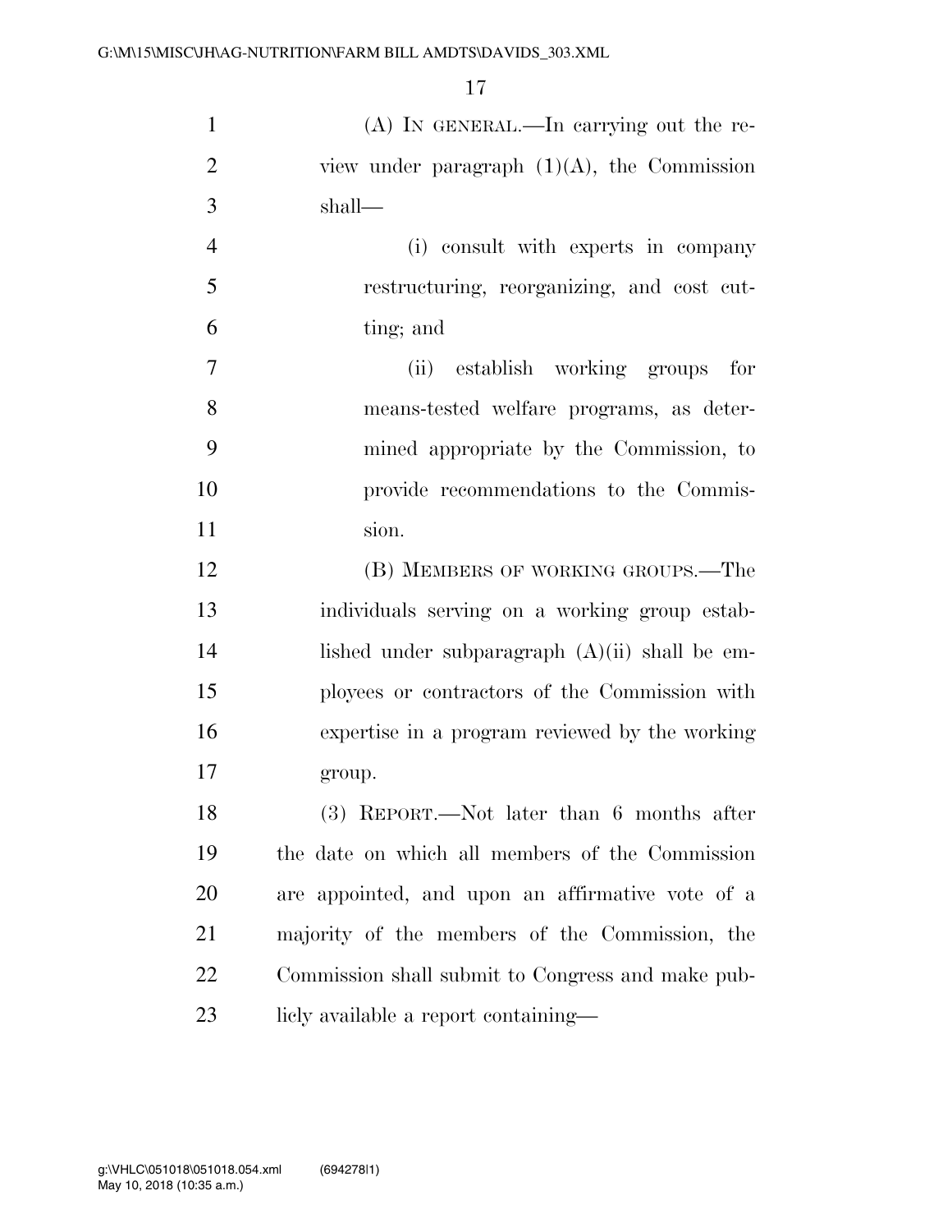(A) IN GENERAL.—In carrying out the review under paragraph (1)(A), the Commission shall—

(i) consult with experts in company restructuring, reorganizing, and cost cutting; and

(ii) establish working groups for means-tested welfare programs, as determined appropriate by the Commission, to provide recommendations to the Commission.

(B) MEMBERS OF WORKING GROUPS.—The individuals serving on a working group established under subparagraph (A)(ii) shall be employees or contractors of the Commission with expertise in a program reviewed by the working group.

(3) REPORT.—Not later than 6 months after the date on which all members of the Commission are appointed, and upon an affirmative vote of a majority of the members of the Commission, the Commission shall submit to Congress and make publicly available a report containing—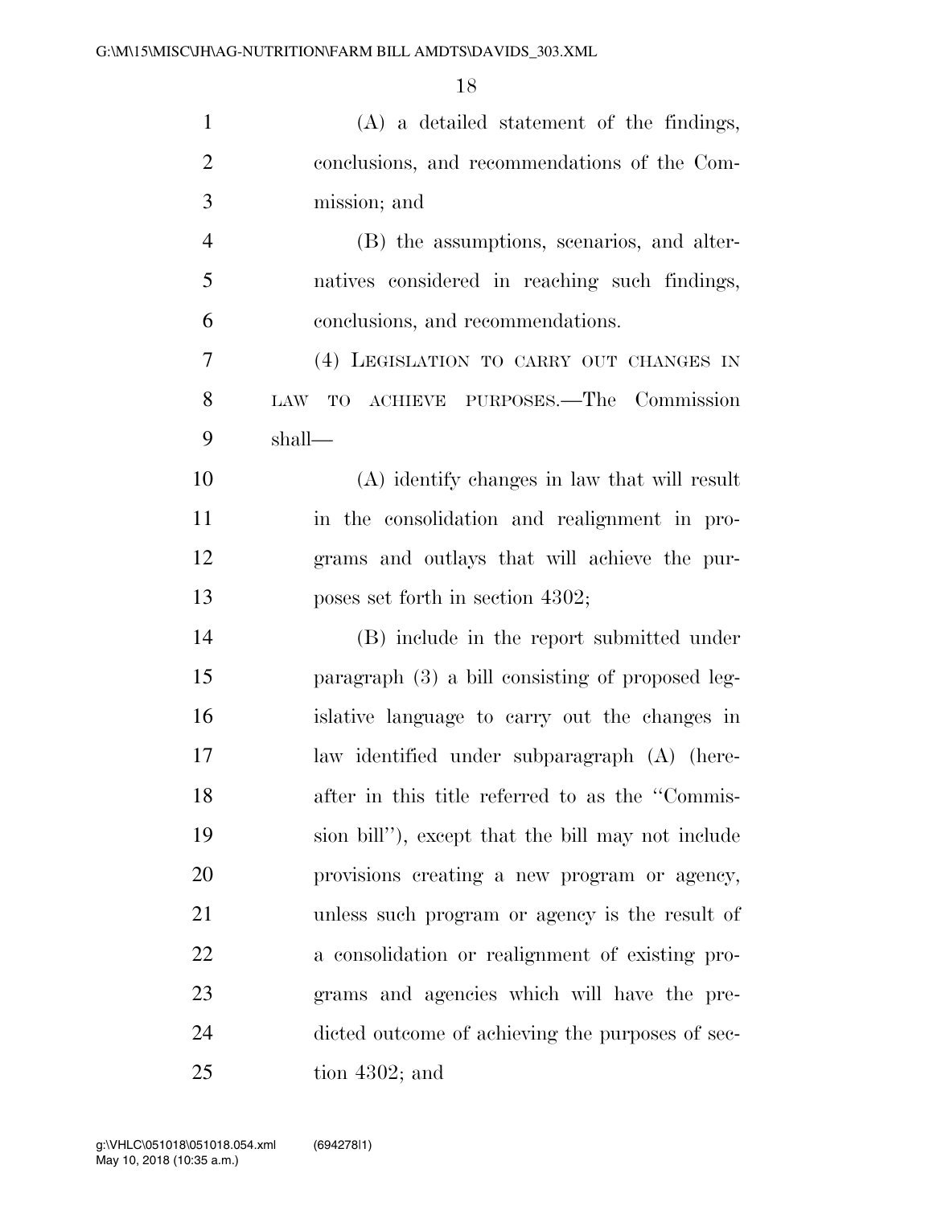(A) a detailed statement of the findings, conclusions, and recommendations of the Commission; and

(B) the assumptions, scenarios, and alternatives considered in reaching such findings, conclusions, and recommendations.

(4) LEGISLATION TO CARRY OUT CHANGES IN LAW TO ACHIEVE PURPOSES.—The Commission shall—

(A) identify changes in law that will result in the consolidation and realignment in programs and outlays that will achieve the purposes set forth in section 4302;

(B) include in the report submitted under paragraph (3) a bill consisting of proposed legislative language to carry out the changes in law identified under subparagraph (A) (hereafter in this title referred to as the "Commission bill"), except that the bill may not include provisions creating a new program or agency, unless such program or agency is the result of a consolidation or realignment of existing programs and agencies which will have the predicted outcome of achieving the purposes of section 4302; and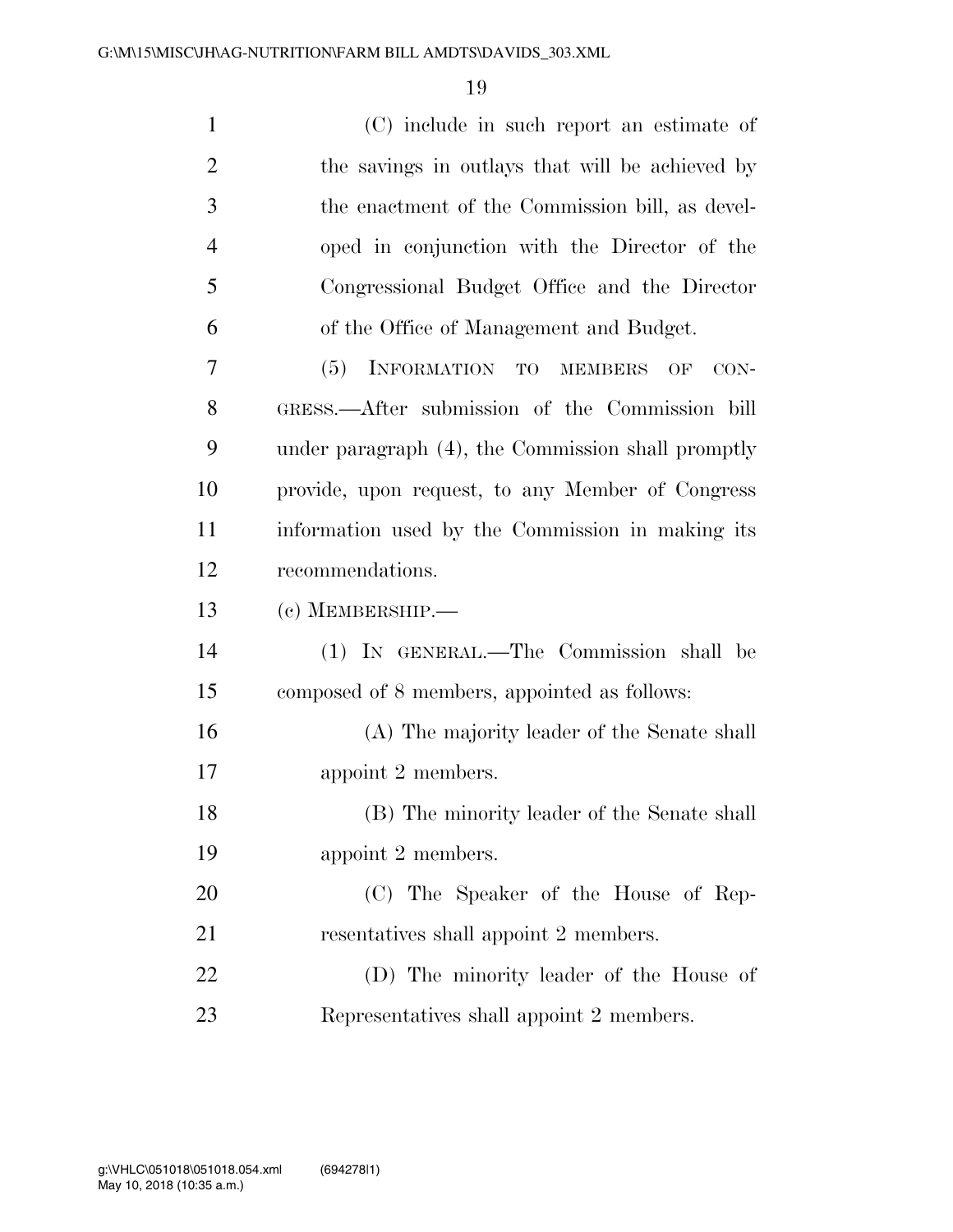(C) include in such report an estimate of the savings in outlays that will be achieved by the enactment of the Commission bill, as developed in conjunction with the Director of the Congressional Budget Office and the Director of the Office of Management and Budget.

(5) INFORMATION TO MEMBERS OF CONGRESS.—After submission of the Commission bill under paragraph (4), the Commission shall promptly provide, upon request, to any Member of Congress information used by the Commission in making its recommendations.

(c) MEMBERSHIP.—

(1) IN GENERAL.—The Commission shall be composed of 8 members, appointed as follows:

(A) The majority leader of the Senate shall appoint 2 members.

(B) The minority leader of the Senate shall appoint 2 members.

(C) The Speaker of the House of Representatives shall appoint 2 members.

(D) The minority leader of the House of Representatives shall appoint 2 members.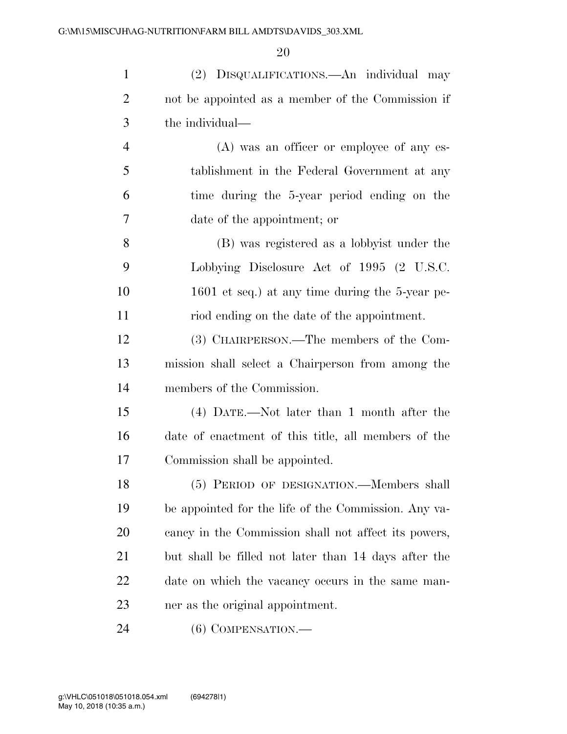(2) DISQUALIFICATIONS.—An individual may not be appointed as a member of the Commission if the individual—

(A) was an officer or employee of any establishment in the Federal Government at any time during the 5-year period ending on the date of the appointment; or

(B) was registered as a lobbyist under the Lobbying Disclosure Act of 1995 (2 U.S.C. 1601 et seq.) at any time during the 5-year period ending on the date of the appointment.

(3) CHAIRPERSON.—The members of the Commission shall select a Chairperson from among the members of the Commission.

(4) DATE.—Not later than 1 month after the date of enactment of this title, all members of the Commission shall be appointed.

(5) PERIOD OF DESIGNATION.—Members shall be appointed for the life of the Commission. Any vacancy in the Commission shall not affect its powers, but shall be filled not later than 14 days after the date on which the vacancy occurs in the same manner as the original appointment.

(6) COMPENSATION.—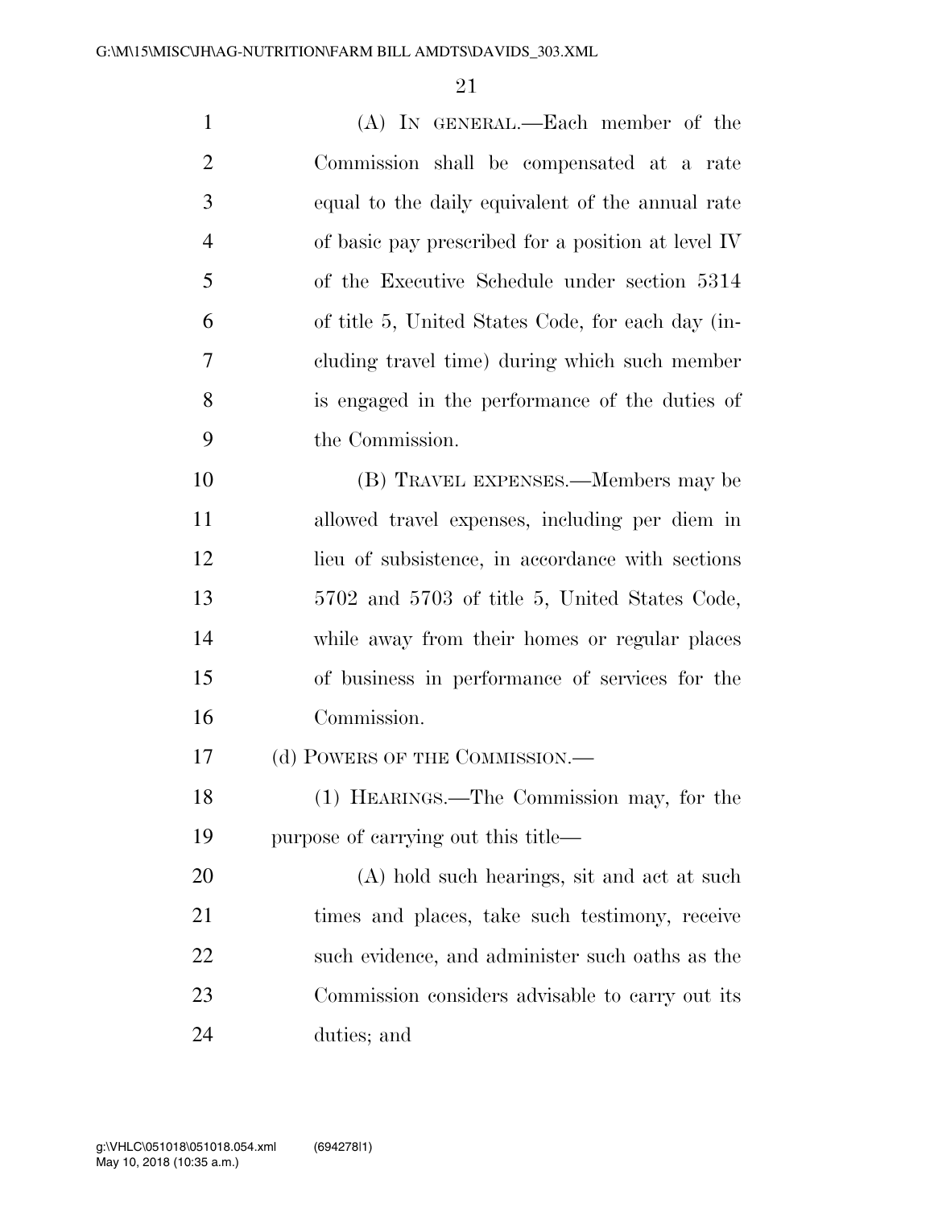(A) IN GENERAL.—Each member of the Commission shall be compensated at a rate equal to the daily equivalent of the annual rate of basic pay prescribed for a position at level IV of the Executive Schedule under section 5314 of title 5, United States Code, for each day (including travel time) during which such member is engaged in the performance of the duties of the Commission.

(B) TRAVEL EXPENSES.—Members may be allowed travel expenses, including per diem in lieu of subsistence, in accordance with sections 5702 and 5703 of title 5, United States Code, while away from their homes or regular places of business in performance of services for the Commission.

(d) POWERS OF THE COMMISSION.—

(1) HEARINGS.—The Commission may, for the purpose of carrying out this title—

(A) hold such hearings, sit and act at such times and places, take such testimony, receive such evidence, and administer such oaths as the Commission considers advisable to carry out its duties; and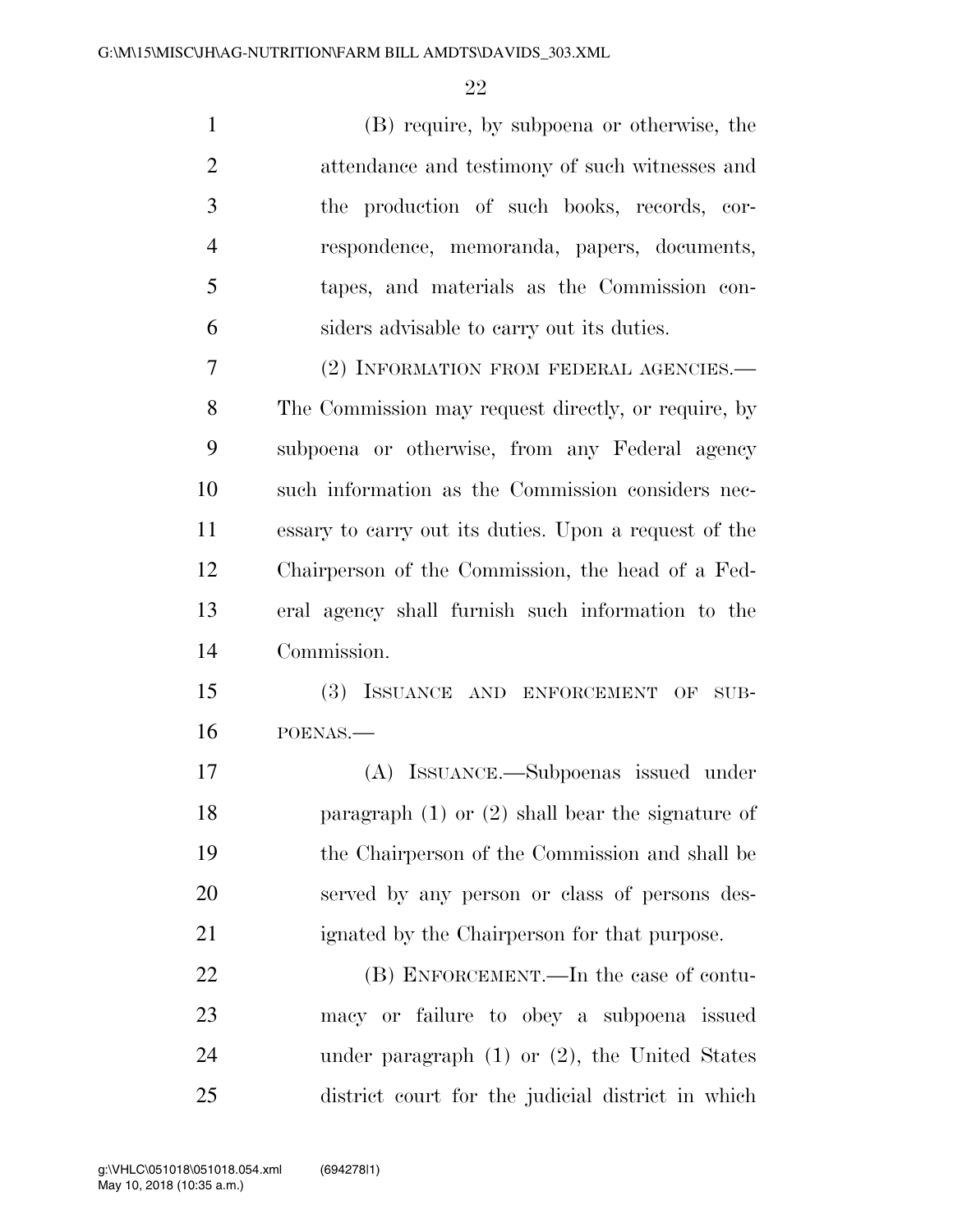(B) require, by subpoena or otherwise, the attendance and testimony of such witnesses and the production of such books, records, correspondence, memoranda, papers, documents, tapes, and materials as the Commission considers advisable to carry out its duties.

(2) INFORMATION FROM FEDERAL AGENCIES.—The Commission may request directly, or require, by subpoena or otherwise, from any Federal agency such information as the Commission considers necessary to carry out its duties. Upon a request of the Chairperson of the Commission, the head of a Federal agency shall furnish such information to the Commission.

(3) ISSUANCE AND ENFORCEMENT OF SUBPOENAS.—

(A) ISSUANCE.—Subpoenas issued under paragraph (1) or (2) shall bear the signature of the Chairperson of the Commission and shall be served by any person or class of persons designated by the Chairperson for that purpose.

(B) ENFORCEMENT.—In the case of contumacy or failure to obey a subpoena issued under paragraph (1) or (2), the United States district court for the judicial district in which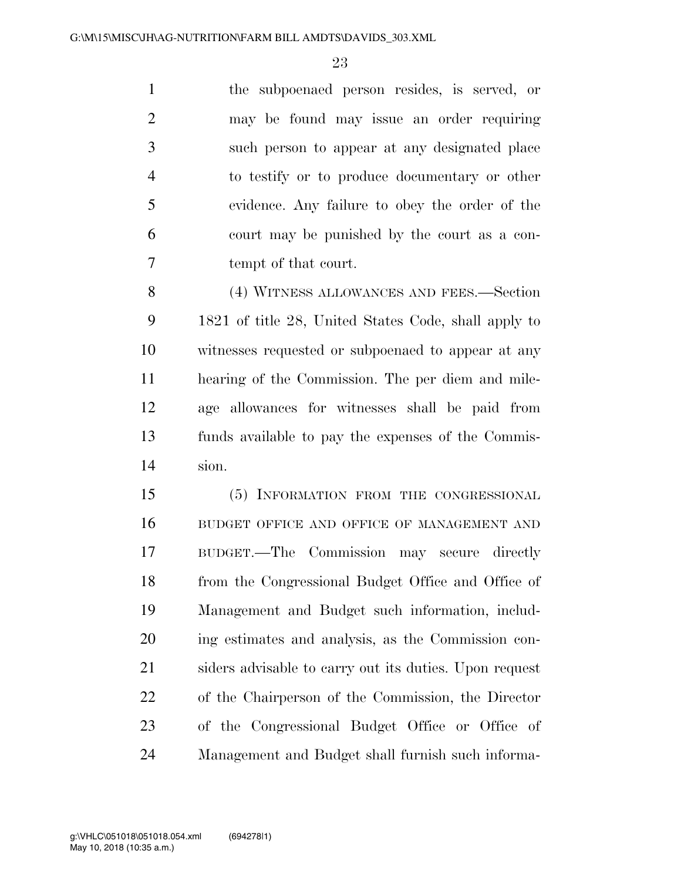the subpoenaed person resides, is served, or may be found may issue an order requiring such person to appear at any designated place to testify or to produce documentary or other evidence. Any failure to obey the order of the court may be punished by the court as a contempt of that court.

(4) WITNESS ALLOWANCES AND FEES.—Section 1821 of title 28, United States Code, shall apply to witnesses requested or subpoenaed to appear at any hearing of the Commission. The per diem and mileage allowances for witnesses shall be paid from funds available to pay the expenses of the Commission.

(5) INFORMATION FROM THE CONGRESSIONAL BUDGET OFFICE AND OFFICE OF MANAGEMENT AND BUDGET.—The Commission may secure directly from the Congressional Budget Office and Office of Management and Budget such information, including estimates and analysis, as the Commission considers advisable to carry out its duties. Upon request of the Chairperson of the Commission, the Director of the Congressional Budget Office or Office of Management and Budget shall furnish such informa-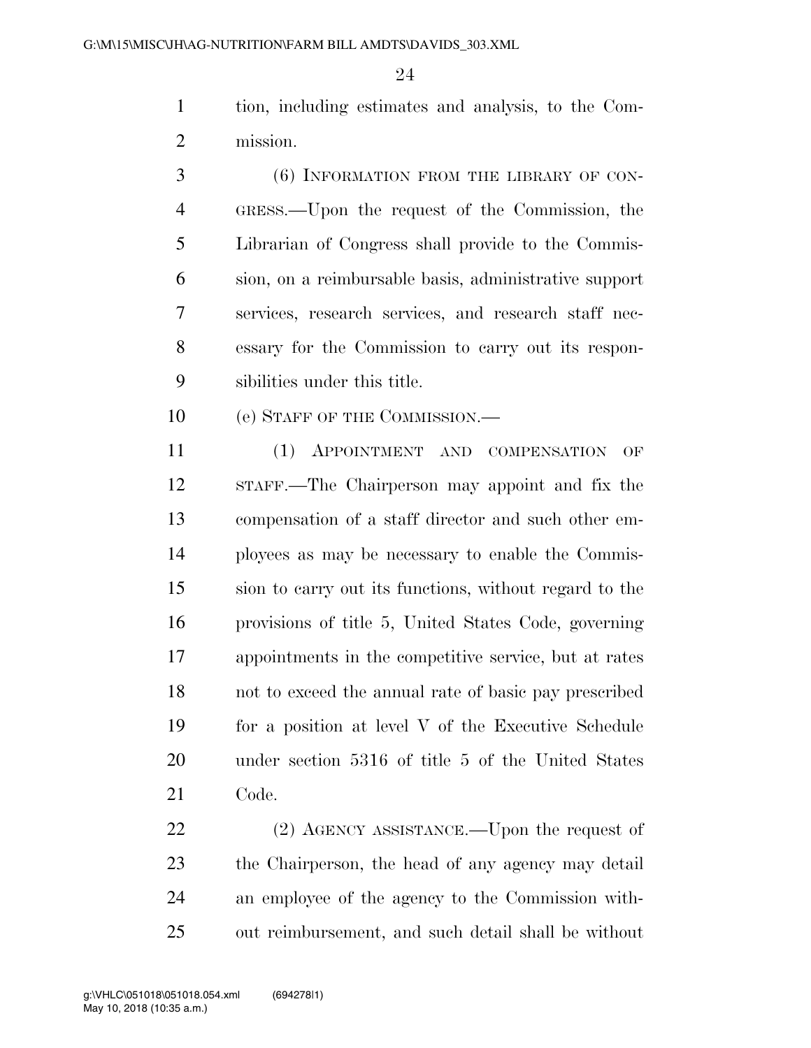tion, including estimates and analysis, to the Commission.

(6) INFORMATION FROM THE LIBRARY OF CONGRESS.—Upon the request of the Commission, the Librarian of Congress shall provide to the Commission, on a reimbursable basis, administrative support services, research services, and research staff necessary for the Commission to carry out its responsibilities under this title.

(e) STAFF OF THE COMMISSION.—

(1) APPOINTMENT AND COMPENSATION OF STAFF.—The Chairperson may appoint and fix the compensation of a staff director and such other employees as may be necessary to enable the Commission to carry out its functions, without regard to the provisions of title 5, United States Code, governing appointments in the competitive service, but at rates not to exceed the annual rate of basic pay prescribed for a position at level V of the Executive Schedule under section 5316 of title 5 of the United States Code.

(2) AGENCY ASSISTANCE.—Upon the request of the Chairperson, the head of any agency may detail an employee of the agency to the Commission without reimbursement, and such detail shall be without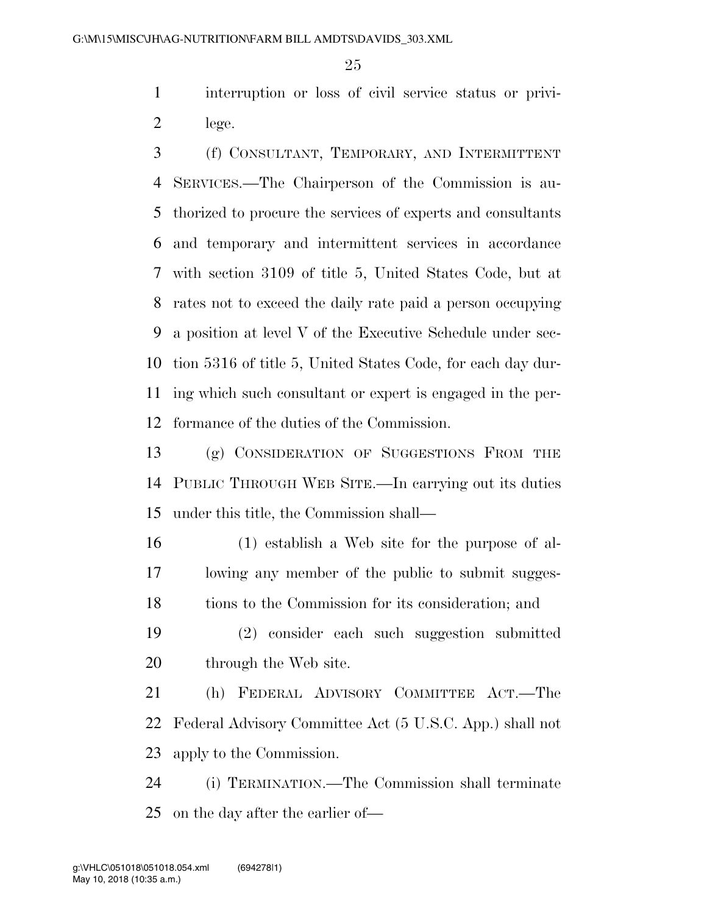interruption or loss of civil service status or privilege.

(f) CONSULTANT, TEMPORARY, AND INTERMITTENT SERVICES.—The Chairperson of the Commission is authorized to procure the services of experts and consultants and temporary and intermittent services in accordance with section 3109 of title 5, United States Code, but at rates not to exceed the daily rate paid a person occupying a position at level V of the Executive Schedule under section 5316 of title 5, United States Code, for each day during which such consultant or expert is engaged in the performance of the duties of the Commission.

(g) CONSIDERATION OF SUGGESTIONS FROM THE PUBLIC THROUGH WEB SITE.—In carrying out its duties under this title, the Commission shall—

(1) establish a Web site for the purpose of allowing any member of the public to submit suggestions to the Commission for its consideration; and

(2) consider each such suggestion submitted through the Web site.

(h) FEDERAL ADVISORY COMMITTEE ACT.—The Federal Advisory Committee Act (5 U.S.C. App.) shall not apply to the Commission.

(i) TERMINATION.—The Commission shall terminate on the day after the earlier of—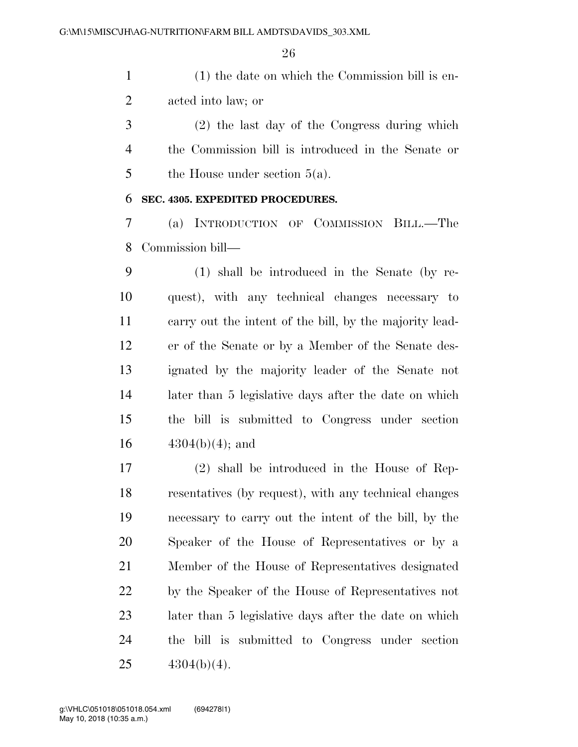(1) the date on which the Commission bill is enacted into law; or

(2) the last day of the Congress during which the Commission bill is introduced in the Senate or the House under section 5(a).

**SEC. 4305. EXPEDITED PROCEDURES.**

(a) INTRODUCTION OF COMMISSION BILL.—The Commission bill—

(1) shall be introduced in the Senate (by request), with any technical changes necessary to carry out the intent of the bill, by the majority leader of the Senate or by a Member of the Senate designated by the majority leader of the Senate not later than 5 legislative days after the date on which the bill is submitted to Congress under section 4304(b)(4); and

(2) shall be introduced in the House of Representatives (by request), with any technical changes necessary to carry out the intent of the bill, by the Speaker of the House of Representatives or by a Member of the House of Representatives designated by the Speaker of the House of Representatives not later than 5 legislative days after the date on which the bill is submitted to Congress under section 4304(b)(4).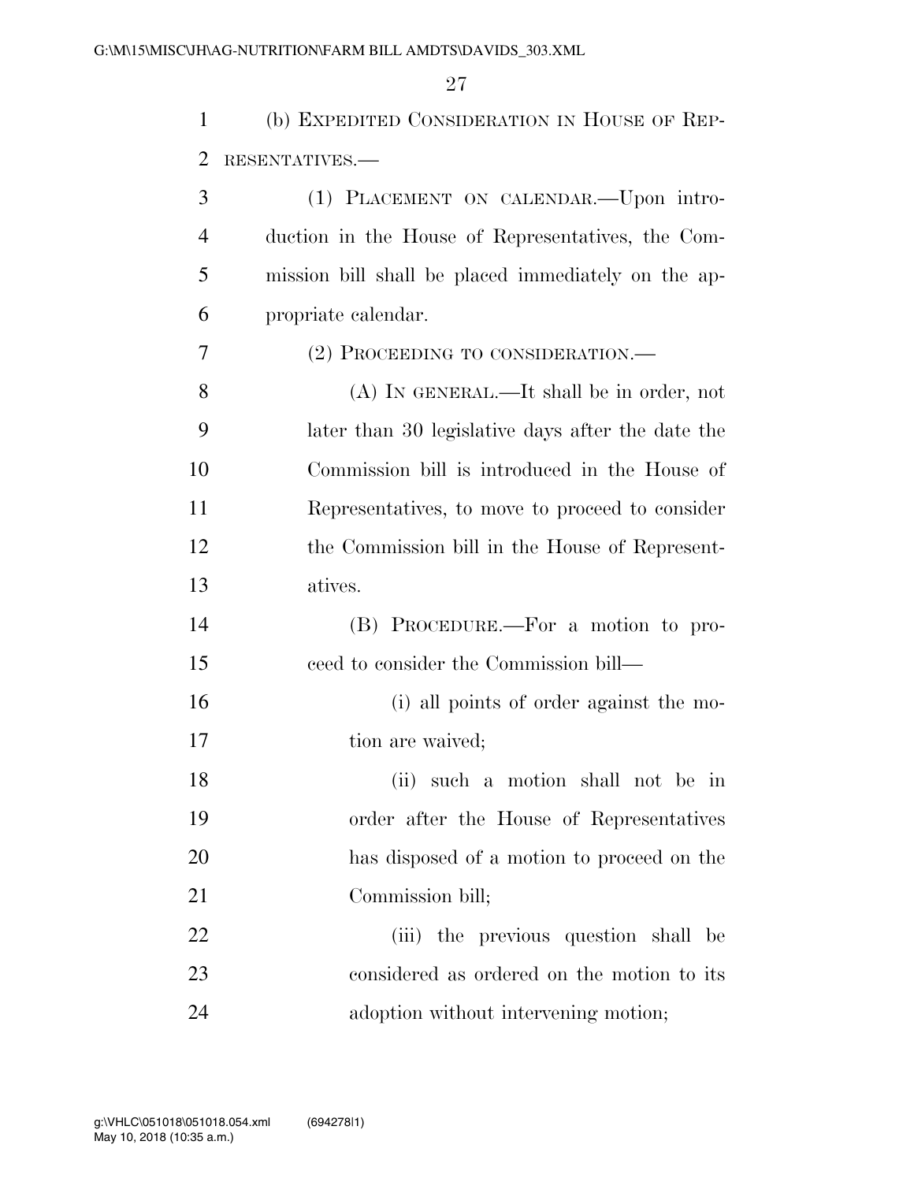(b) EXPEDITED CONSIDERATION IN HOUSE OF REPRESENTATIVES.—

(1) PLACEMENT ON CALENDAR.—Upon introduction in the House of Representatives, the Commission bill shall be placed immediately on the appropriate calendar.

(2) PROCEEDING TO CONSIDERATION.—

(A) IN GENERAL.—It shall be in order, not later than 30 legislative days after the date the Commission bill is introduced in the House of Representatives, to move to proceed to consider the Commission bill in the House of Representatives.

(B) PROCEDURE.—For a motion to proceed to consider the Commission bill—

(i) all points of order against the motion are waived;

(ii) such a motion shall not be in order after the House of Representatives has disposed of a motion to proceed on the Commission bill;

(iii) the previous question shall be considered as ordered on the motion to its adoption without intervening motion;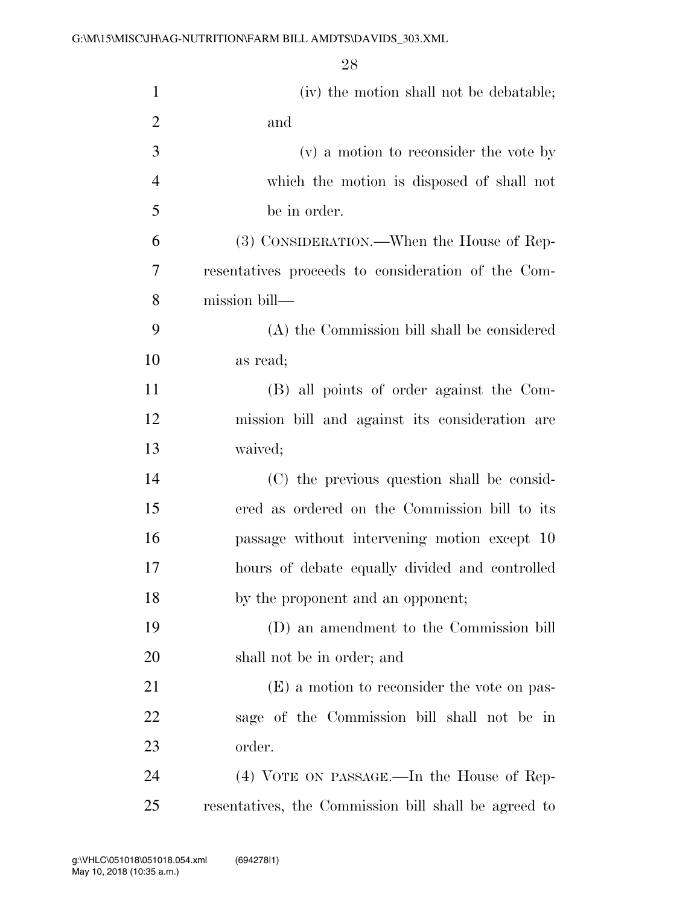(iv) the motion shall not be debatable; and

(v) a motion to reconsider the vote by which the motion is disposed of shall not be in order.

(3) CONSIDERATION.—When the House of Representatives proceeds to consideration of the Commission bill—

(A) the Commission bill shall be considered as read;

(B) all points of order against the Commission bill and against its consideration are waived;

(C) the previous question shall be considered as ordered on the Commission bill to its passage without intervening motion except 10 hours of debate equally divided and controlled by the proponent and an opponent;

(D) an amendment to the Commission bill shall not be in order; and

(E) a motion to reconsider the vote on passage of the Commission bill shall not be in order.

(4) VOTE ON PASSAGE.—In the House of Representatives, the Commission bill shall be agreed to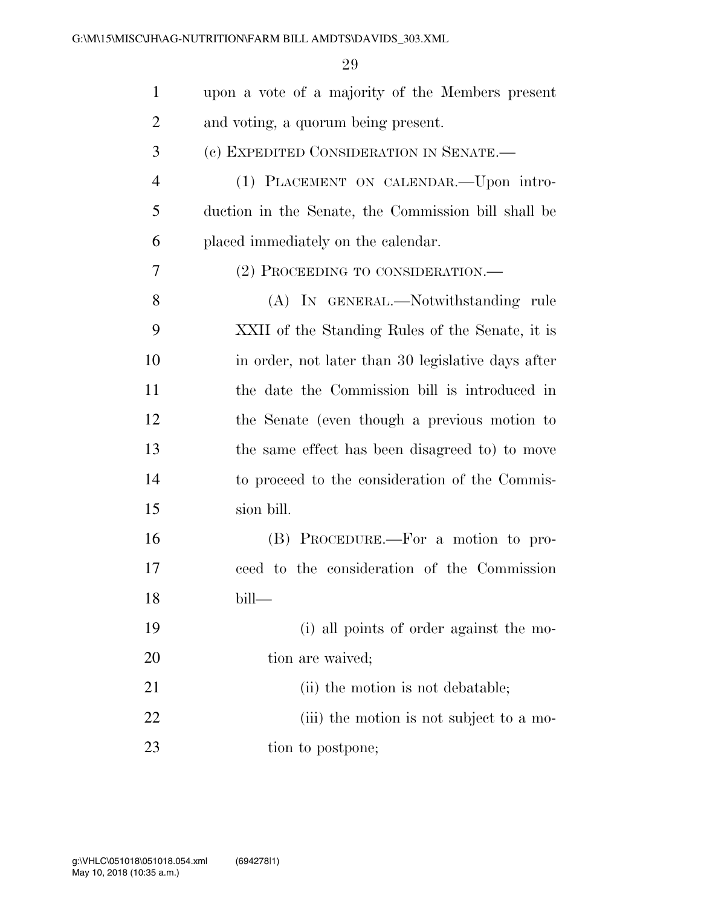upon a vote of a majority of the Members present and voting, a quorum being present.

(c) EXPEDITED CONSIDERATION IN SENATE.—

(1) PLACEMENT ON CALENDAR.—Upon introduction in the Senate, the Commission bill shall be placed immediately on the calendar.

(2) PROCEEDING TO CONSIDERATION.—

(A) IN GENERAL.—Notwithstanding rule XXII of the Standing Rules of the Senate, it is in order, not later than 30 legislative days after the date the Commission bill is introduced in the Senate (even though a previous motion to the same effect has been disagreed to) to move to proceed to the consideration of the Commission bill.

(B) PROCEDURE.—For a motion to proceed to the consideration of the Commission bill—

(i) all points of order against the motion are waived;

(ii) the motion is not debatable;

(iii) the motion is not subject to a motion to postpone;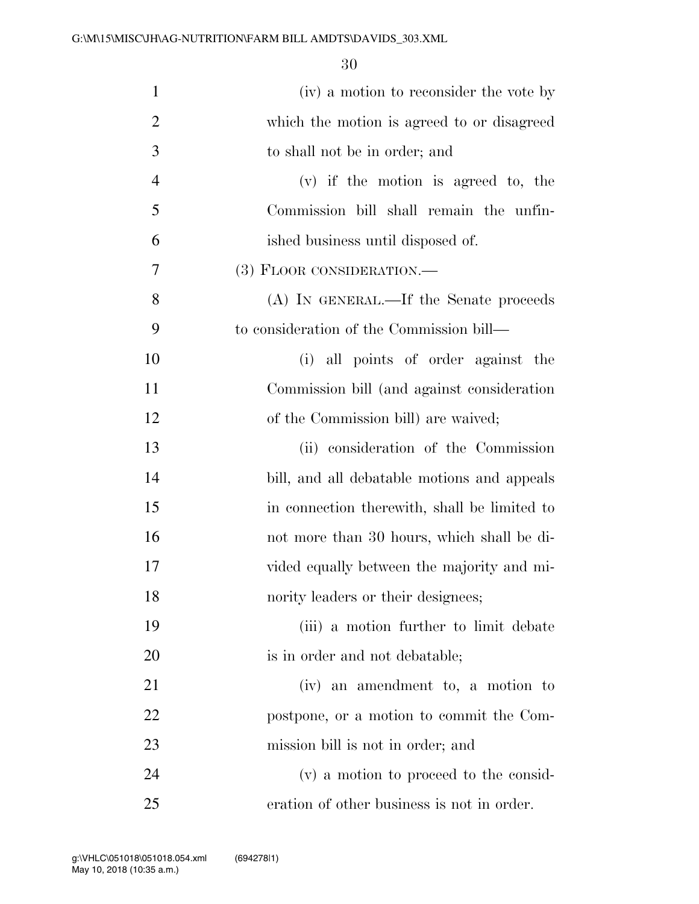(iv) a motion to reconsider the vote by which the motion is agreed to or disagreed to shall not be in order; and

(v) if the motion is agreed to, the Commission bill shall remain the unfinished business until disposed of.

(3) FLOOR CONSIDERATION.—

(A) IN GENERAL.—If the Senate proceeds to consideration of the Commission bill—

(i) all points of order against the Commission bill (and against consideration of the Commission bill) are waived;

(ii) consideration of the Commission bill, and all debatable motions and appeals in connection therewith, shall be limited to not more than 30 hours, which shall be divided equally between the majority and minority leaders or their designees;

(iii) a motion further to limit debate is in order and not debatable;

(iv) an amendment to, a motion to postpone, or a motion to commit the Commission bill is not in order; and

(v) a motion to proceed to the consideration of other business is not in order.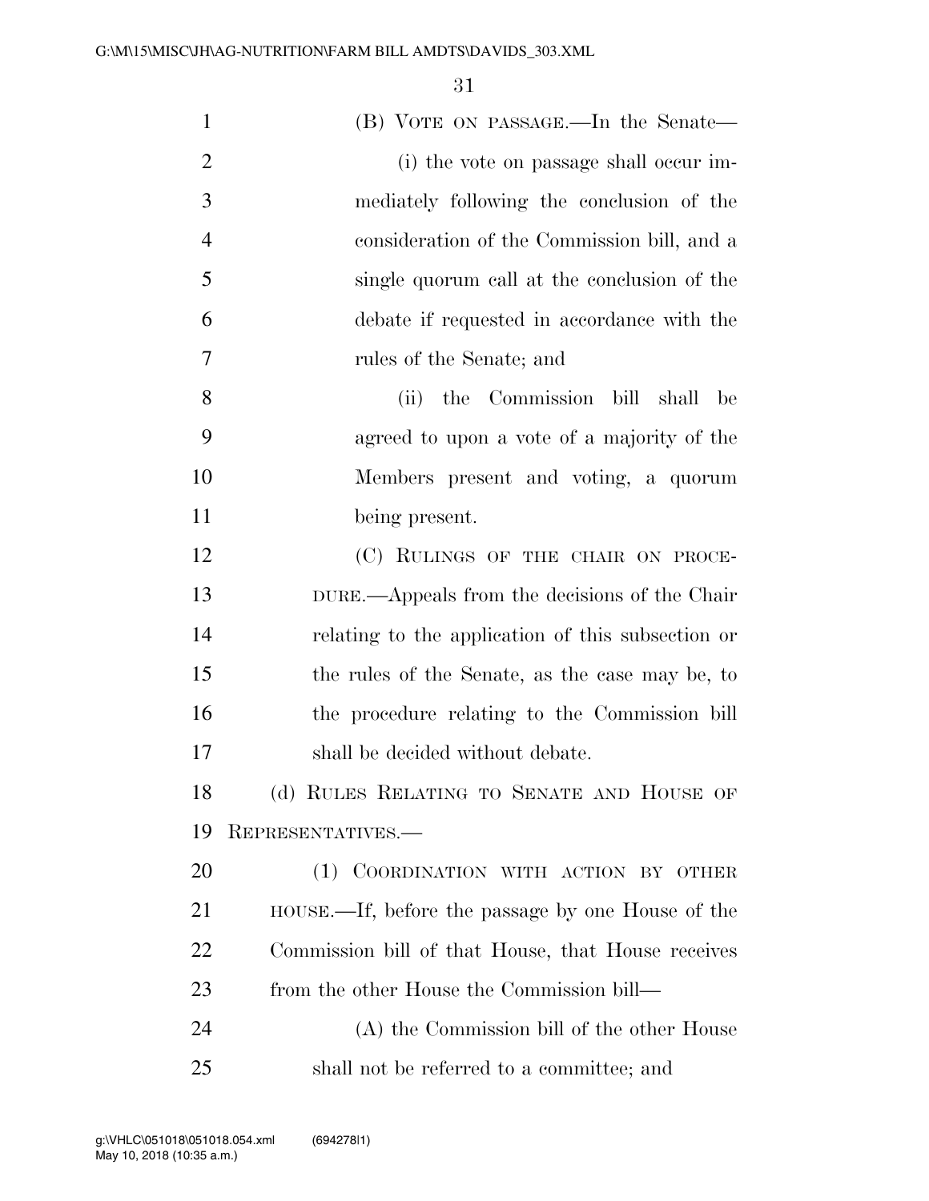(B) VOTE ON PASSAGE.—In the Senate—

(i) the vote on passage shall occur immediately following the conclusion of the consideration of the Commission bill, and a single quorum call at the conclusion of the debate if requested in accordance with the rules of the Senate; and

(ii) the Commission bill shall be agreed to upon a vote of a majority of the Members present and voting, a quorum being present.

(C) RULINGS OF THE CHAIR ON PROCEDURE.—Appeals from the decisions of the Chair relating to the application of this subsection or the rules of the Senate, as the case may be, to the procedure relating to the Commission bill shall be decided without debate.

(d) RULES RELATING TO SENATE AND HOUSE OF REPRESENTATIVES.—

(1) COORDINATION WITH ACTION BY OTHER HOUSE.—If, before the passage by one House of the Commission bill of that House, that House receives from the other House the Commission bill—

(A) the Commission bill of the other House shall not be referred to a committee; and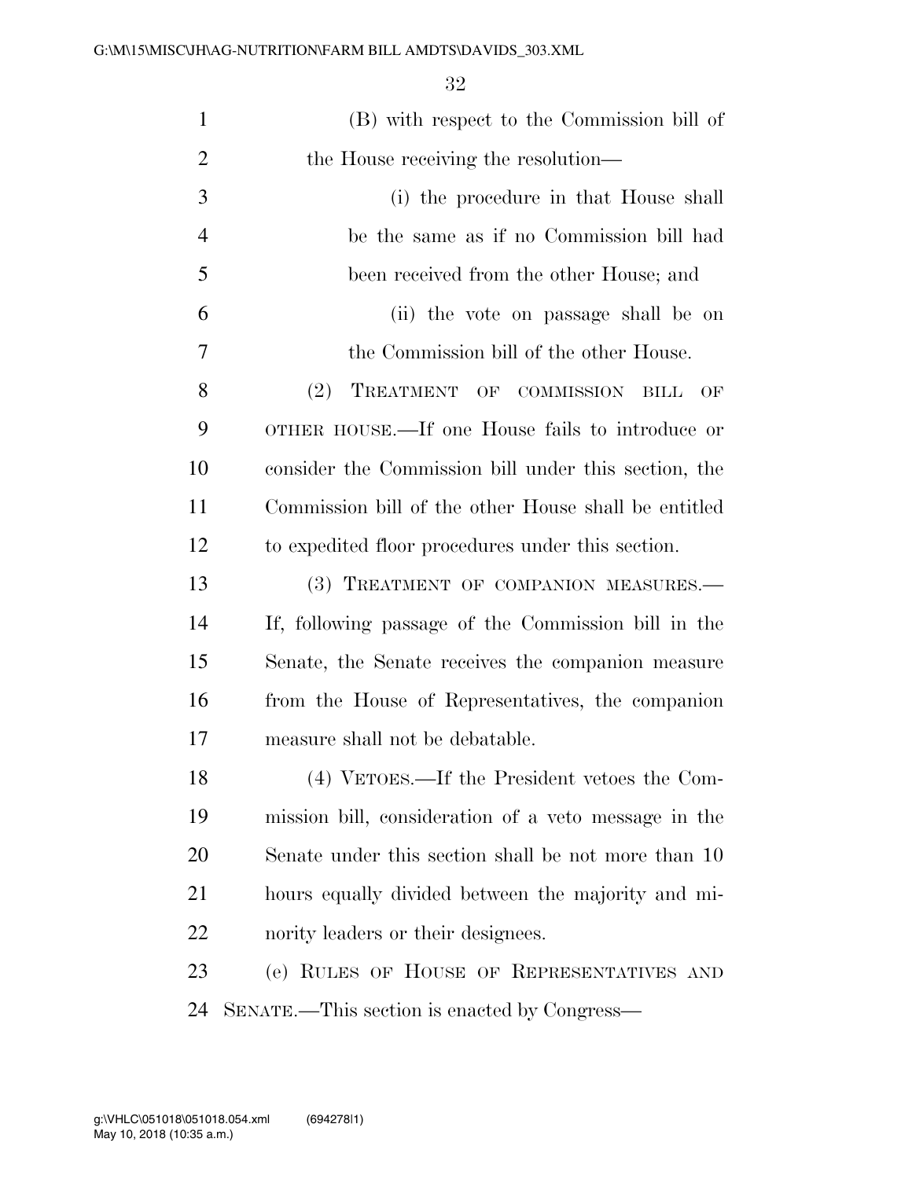(B) with respect to the Commission bill of the House receiving the resolution—

(i) the procedure in that House shall be the same as if no Commission bill had been received from the other House; and

(ii) the vote on passage shall be on the Commission bill of the other House.

(2) TREATMENT OF COMMISSION BILL OF OTHER HOUSE.—If one House fails to introduce or consider the Commission bill under this section, the Commission bill of the other House shall be entitled to expedited floor procedures under this section.

(3) TREATMENT OF COMPANION MEASURES.—If, following passage of the Commission bill in the Senate, the Senate receives the companion measure from the House of Representatives, the companion measure shall not be debatable.

(4) VETOES.—If the President vetoes the Commission bill, consideration of a veto message in the Senate under this section shall be not more than 10 hours equally divided between the majority and minority leaders or their designees.

(e) RULES OF HOUSE OF REPRESENTATIVES AND SENATE.—This section is enacted by Congress—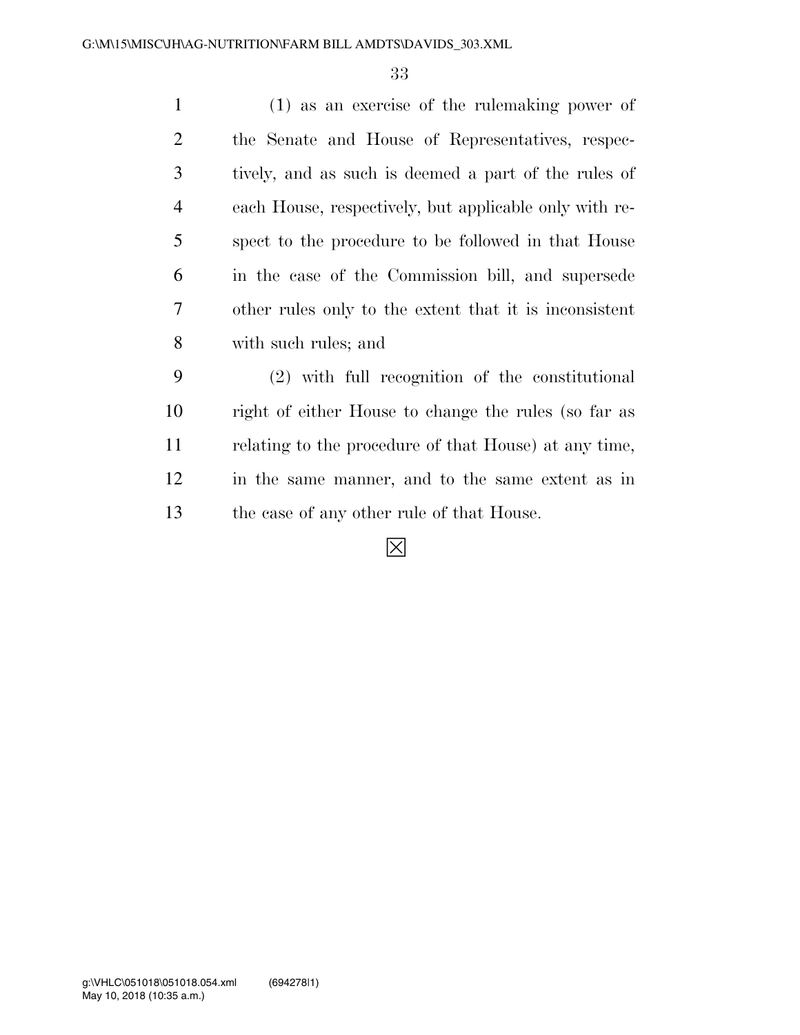(1) as an exercise of the rulemaking power of the Senate and House of Representatives, respectively, and as such is deemed a part of the rules of each House, respectively, but applicable only with respect to the procedure to be followed in that House in the case of the Commission bill, and supersede other rules only to the extent that it is inconsistent with such rules; and

(2) with full recognition of the constitutional right of either House to change the rules (so far as relating to the procedure of that House) at any time, in the same manner, and to the same extent as in the case of any other rule of that House.